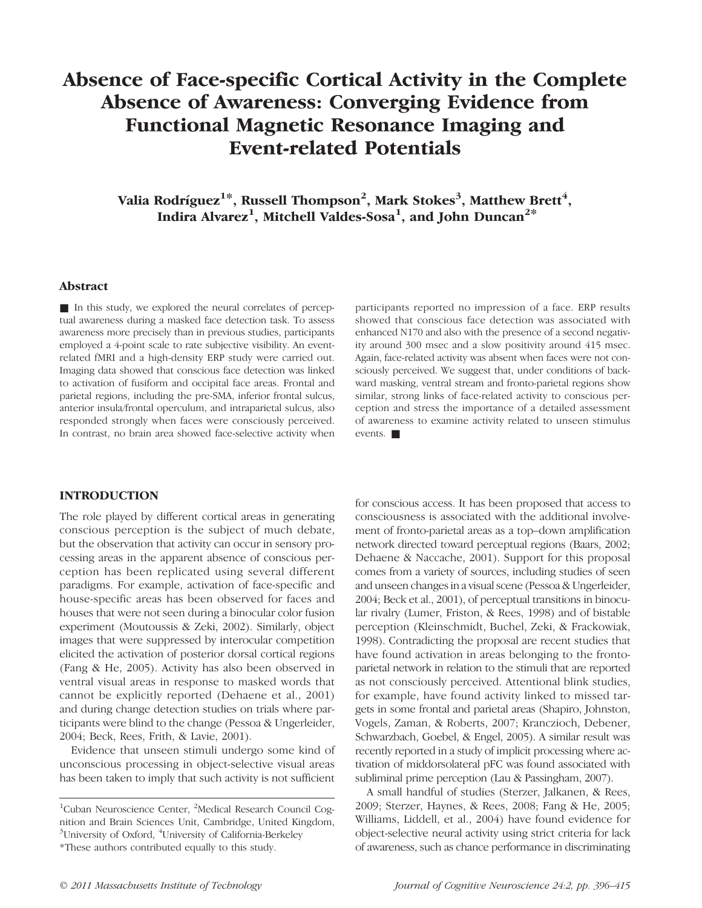# Absence of Face-specific Cortical Activity in the Complete Absence of Awareness: Converging Evidence from Functional Magnetic Resonance Imaging and Event-related Potentials

**Valia Rodríguez[1]*, Russell Thompson[2], Mark Stokes[3], Matthew Brett[4], Indira Alvarez[1], Mitchell Valdes-Sosa[1], and John Duncan[2]***

## Abstract

■ In this study, we explored the neural correlates of perceptual awareness during a masked face detection task. To assess awareness more precisely than in previous studies, participants employed a 4-point scale to rate subjective visibility. An event-related fMRI and a high-density ERP study were carried out. Imaging data showed that conscious face detection was linked to activation of fusiform and occipital face areas. Frontal and parietal regions, including the pre-SMA, inferior frontal sulcus, anterior insula/frontal operculum, and intraparietal sulcus, also responded strongly when faces were consciously perceived. In contrast, no brain area showed face-selective activity when participants reported no impression of a face. ERP results showed that conscious face detection was associated with enhanced N170 and also with the presence of a second negativity around 300 msec and a slow positivity around 415 msec. Again, face-related activity was absent when faces were not consciously perceived. We suggest that, under conditions of backward masking, ventral stream and fronto-parietal regions show similar, strong links of face-related activity to conscious perception and stress the importance of a detailed assessment of awareness to examine activity related to unseen stimulus events. ■

## INTRODUCTION

The role played by different cortical areas in generating conscious perception is the subject of much debate, but the observation that activity can occur in sensory processing areas in the apparent absence of conscious perception has been replicated using several different paradigms. For example, activation of face-specific and house-specific areas has been observed for faces and houses that were not seen during a binocular color fusion experiment (Moutoussis & Zeki, 2002). Similarly, object images that were suppressed by interocular competition elicited the activation of posterior dorsal cortical regions (Fang & He, 2005). Activity has also been observed in ventral visual areas in response to masked words that cannot be explicitly reported (Dehaene et al., 2001) and during change detection studies on trials where participants were blind to the change (Pessoa & Ungerleider, 2004; Beck, Rees, Frith, & Lavie, 2001).

Evidence that unseen stimuli undergo some kind of unconscious processing in object-selective visual areas has been taken to imply that such activity is not sufficient for conscious access. It has been proposed that access to consciousness is associated with the additional involvement of fronto-parietal areas as a top–down amplification network directed toward perceptual regions (Baars, 2002; Dehaene & Naccache, 2001). Support for this proposal comes from a variety of sources, including studies of seen and unseen changes in a visual scene (Pessoa & Ungerleider, 2004; Beck et al., 2001), of perceptual transitions in binocular rivalry (Lumer, Friston, & Rees, 1998) and of bistable perception (Kleinschmidt, Buchel, Zeki, & Frackowiak, 1998). Contradicting the proposal are recent studies that have found activation in areas belonging to the fronto-parietal network in relation to the stimuli that are reported as not consciously perceived. Attentional blink studies, for example, have found activity linked to missed targets in some frontal and parietal areas (Shapiro, Johnston, Vogels, Zaman, & Roberts, 2007; Kranczioch, Debener, Schwarzbach, Goebel, & Engel, 2005). A similar result was recently reported in a study of implicit processing where activation of middorsolateral pFC was found associated with subliminal prime perception (Lau & Passingham, 2007).

A small handful of studies (Sterzer, Jalkanen, & Rees, 2009; Sterzer, Haynes, & Rees, 2008; Fang & He, 2005; Williams, Liddell, et al., 2004) have found evidence for object-selective neural activity using strict criteria for lack of awareness, such as chance performance in discriminating

[1]Cuban Neuroscience Center, [2]Medical Research Council Cognition and Brain Sciences Unit, Cambridge, United Kingdom, [3]University of Oxford, [4]University of California-Berkeley

*These authors contributed equally to this study.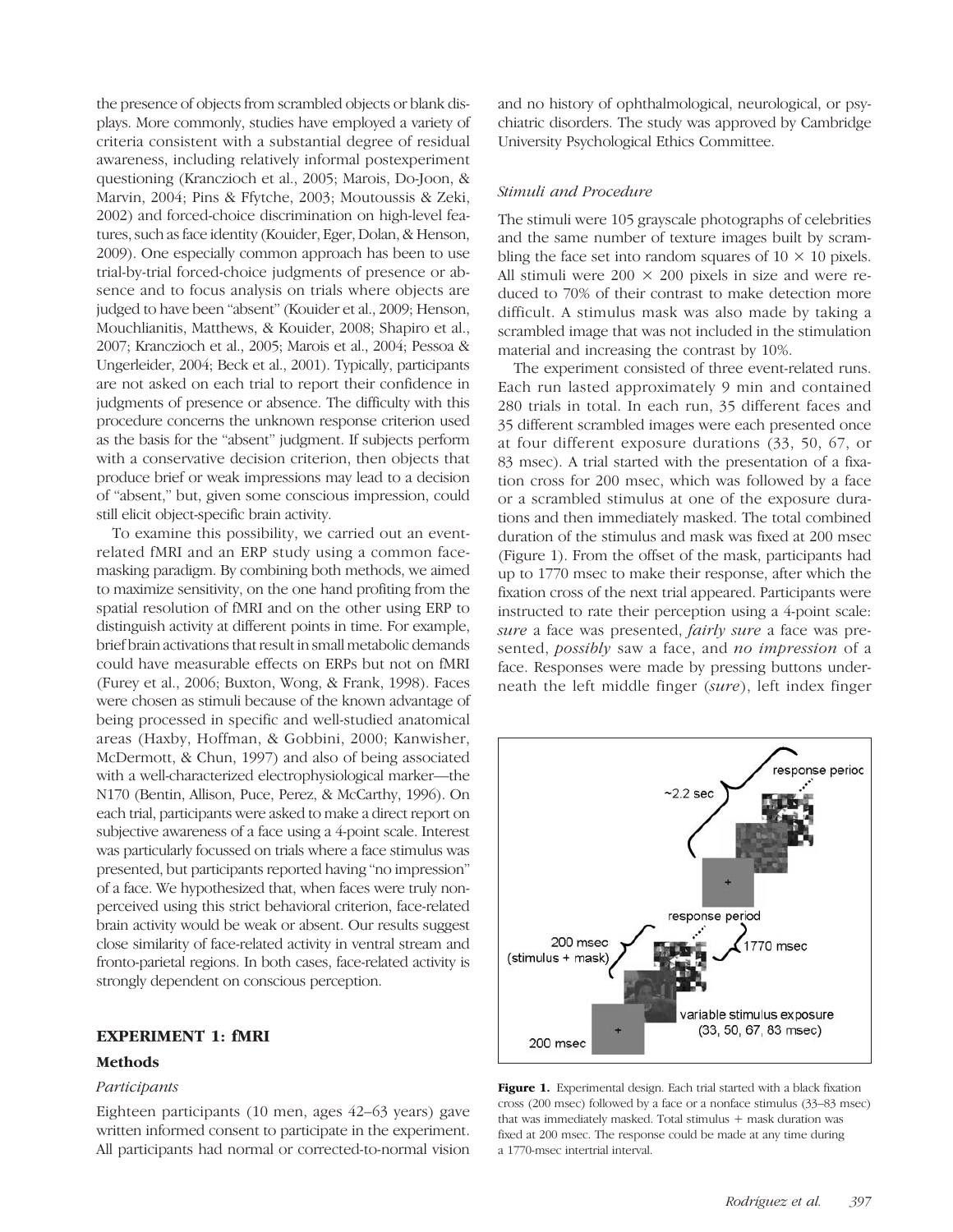the presence of objects from scrambled objects or blank displays. More commonly, studies have employed a variety of criteria consistent with a substantial degree of residual awareness, including relatively informal postexperiment questioning (Kranczioch et al., 2005; Marois, Do-Joon, & Marvin, 2004; Pins & Ffytche, 2003; Moutoussis & Zeki, 2002) and forced-choice discrimination on high-level features, such as face identity (Kouider, Eger, Dolan, & Henson, 2009). One especially common approach has been to use trial-by-trial forced-choice judgments of presence or absence and to focus analysis on trials where objects are judged to have been "absent" (Kouider et al., 2009; Henson, Mouchlianitis, Matthews, & Kouider, 2008; Shapiro et al., 2007; Kranczioch et al., 2005; Marois et al., 2004; Pessoa & Ungerleider, 2004; Beck et al., 2001). Typically, participants are not asked on each trial to report their confidence in judgments of presence or absence. The difficulty with this procedure concerns the unknown response criterion used as the basis for the "absent" judgment. If subjects perform with a conservative decision criterion, then objects that produce brief or weak impressions may lead to a decision of "absent," but, given some conscious impression, could still elicit object-specific brain activity.

To examine this possibility, we carried out an event-related fMRI and an ERP study using a common face-masking paradigm. By combining both methods, we aimed to maximize sensitivity, on the one hand profiting from the spatial resolution of fMRI and on the other using ERP to distinguish activity at different points in time. For example, brief brain activations that result in small metabolic demands could have measurable effects on ERPs but not on fMRI (Furey et al., 2006; Buxton, Wong, & Frank, 1998). Faces were chosen as stimuli because of the known advantage of being processed in specific and well-studied anatomical areas (Haxby, Hoffman, & Gobbini, 2000; Kanwisher, McDermott, & Chun, 1997) and also of being associated with a well-characterized electrophysiological marker—the N170 (Bentin, Allison, Puce, Perez, & McCarthy, 1996). On each trial, participants were asked to make a direct report on subjective awareness of a face using a 4-point scale. Interest was particularly focussed on trials where a face stimulus was presented, but participants reported having "no impression" of a face. We hypothesized that, when faces were truly nonperceived using this strict behavioral criterion, face-related brain activity would be weak or absent. Our results suggest close similarity of face-related activity in ventral stream and fronto-parietal regions. In both cases, face-related activity is strongly dependent on conscious perception.

## EXPERIMENT 1: fMRI

### Methods

#### *Participants*

Eighteen participants (10 men, ages 42–63 years) gave written informed consent to participate in the experiment. All participants had normal or corrected-to-normal vision and no history of ophthalmological, neurological, or psychiatric disorders. The study was approved by Cambridge University Psychological Ethics Committee.

#### *Stimuli and Procedure*

The stimuli were 105 grayscale photographs of celebrities and the same number of texture images built by scrambling the face set into random squares of $10 \times 10$ pixels. All stimuli were $200 \times 200$ pixels in size and were reduced to 70% of their contrast to make detection more difficult. A stimulus mask was also made by taking a scrambled image that was not included in the stimulation material and increasing the contrast by 10%.

The experiment consisted of three event-related runs. Each run lasted approximately 9 min and contained 280 trials in total. In each run, 35 different faces and 35 different scrambled images were each presented once at four different exposure durations (33, 50, 67, or 83 msec). A trial started with the presentation of a fixation cross for 200 msec, which was followed by a face or a scrambled stimulus at one of the exposure durations and then immediately masked. The total combined duration of the stimulus and mask was fixed at 200 msec (Figure 1). From the offset of the mask, participants had up to 1770 msec to make their response, after which the fixation cross of the next trial appeared. Participants were instructed to rate their perception using a 4-point scale: *sure* a face was presented, *fairly sure* a face was presented, *possibly* saw a face, and *no impression* of a face. Responses were made by pressing buttons underneath the left middle finger (*sure*), left index finger

**Figure 1.** Experimental design. Each trial started with a black fixation cross (200 msec) followed by a face or a nonface stimulus (33–83 msec) that was immediately masked. Total stimulus + mask duration was fixed at 200 msec. The response could be made at any time during a 1770-msec intertrial interval.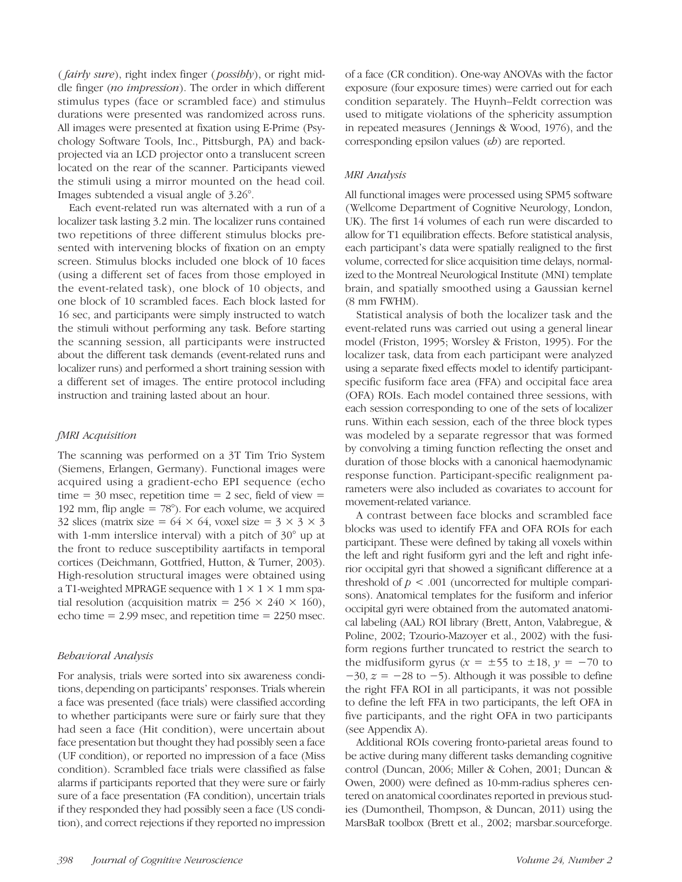(*fairly sure*), right index finger (*possibly*), or right middle finger (*no impression*). The order in which different stimulus types (face or scrambled face) and stimulus durations were presented was randomized across runs. All images were presented at fixation using E-Prime (Psychology Software Tools, Inc., Pittsburgh, PA) and back-projected via an LCD projector onto a translucent screen located on the rear of the scanner. Participants viewed the stimuli using a mirror mounted on the head coil. Images subtended a visual angle of 3.26°.

Each event-related run was alternated with a run of a localizer task lasting 3.2 min. The localizer runs contained two repetitions of three different stimulus blocks presented with intervening blocks of fixation on an empty screen. Stimulus blocks included one block of 10 faces (using a different set of faces from those employed in the event-related task), one block of 10 objects, and one block of 10 scrambled faces. Each block lasted for 16 sec, and participants were simply instructed to watch the stimuli without performing any task. Before starting the scanning session, all participants were instructed about the different task demands (event-related runs and localizer runs) and performed a short training session with a different set of images. The entire protocol including instruction and training lasted about an hour.

### fMRI Acquisition

The scanning was performed on a 3T Tim Trio System (Siemens, Erlangen, Germany). Functional images were acquired using a gradient-echo EPI sequence (echo time = 30 msec, repetition time = 2 sec, field of view = 192 mm, flip angle = 78°). For each volume, we acquired 32 slices (matrix size = $64 \times 64$, voxel size = $3 \times 3 \times 3$ with 1-mm interslice interval) with a pitch of 30° up at the front to reduce susceptibility aartifacts in temporal cortices (Deichmann, Gottfried, Hutton, & Turner, 2003). High-resolution structural images were obtained using a T1-weighted MPRAGE sequence with $1 \times 1 \times 1$ mm spatial resolution (acquisition matrix = $256 \times 240 \times 160$), echo time = 2.99 msec, and repetition time = 2250 msec.

### Behavioral Analysis

For analysis, trials were sorted into six awareness conditions, depending on participants' responses. Trials wherein a face was presented (face trials) were classified according to whether participants were sure or fairly sure that they had seen a face (Hit condition), were uncertain about face presentation but thought they had possibly seen a face (UF condition), or reported no impression of a face (Miss condition). Scrambled face trials were classified as false alarms if participants reported that they were sure or fairly sure of a face presentation (FA condition), uncertain trials if they responded they had possibly seen a face (US condition), and correct rejections if they reported no impression of a face (CR condition). One-way ANOVAs with the factor exposure (four exposure times) were carried out for each condition separately. The Huynh–Feldt correction was used to mitigate violations of the sphericity assumption in repeated measures (Jennings & Wood, 1976), and the corresponding epsilon values ($\varepsilon h$) are reported.

### MRI Analysis

All functional images were processed using SPM5 software (Wellcome Department of Cognitive Neurology, London, UK). The first 14 volumes of each run were discarded to allow for T1 equilibration effects. Before statistical analysis, each participant's data were spatially realigned to the first volume, corrected for slice acquisition time delays, normalized to the Montreal Neurological Institute (MNI) template brain, and spatially smoothed using a Gaussian kernel (8 mm FWHM).

Statistical analysis of both the localizer task and the event-related runs was carried out using a general linear model (Friston, 1995; Worsley & Friston, 1995). For the localizer task, data from each participant were analyzed using a separate fixed effects model to identify participant-specific fusiform face area (FFA) and occipital face area (OFA) ROIs. Each model contained three sessions, with each session corresponding to one of the sets of localizer runs. Within each session, each of the three block types was modeled by a separate regressor that was formed by convolving a timing function reflecting the onset and duration of those blocks with a canonical haemodynamic response function. Participant-specific realignment parameters were also included as covariates to account for movement-related variance.

A contrast between face blocks and scrambled face blocks was used to identify FFA and OFA ROIs for each participant. These were defined by taking all voxels within the left and right fusiform gyri and the left and right inferior occipital gyri that showed a significant difference at a threshold of $p < .001$ (uncorrected for multiple comparisons). Anatomical templates for the fusiform and inferior occipital gyri were obtained from the automated anatomical labeling (AAL) ROI library (Brett, Anton, Valabregue, & Poline, 2002; Tzourio-Mazoyer et al., 2002) with the fusiform regions further truncated to restrict the search to the midfusiform gyrus ($x = \pm55$ to $\pm18$, $y = -70$ to $-30$, $z = -28$ to $-5$). Although it was possible to define the right FFA ROI in all participants, it was not possible to define the left FFA in two participants, the left OFA in five participants, and the right OFA in two participants (see Appendix A).

Additional ROIs covering fronto-parietal areas found to be active during many different tasks demanding cognitive control (Duncan, 2006; Miller & Cohen, 2001; Duncan & Owen, 2000) were defined as 10-mm-radius spheres centered on anatomical coordinates reported in previous studies (Dumontheil, Thompson, & Duncan, 2011) using the MarsBaR toolbox (Brett et al., 2002; marsbar.sourceforge.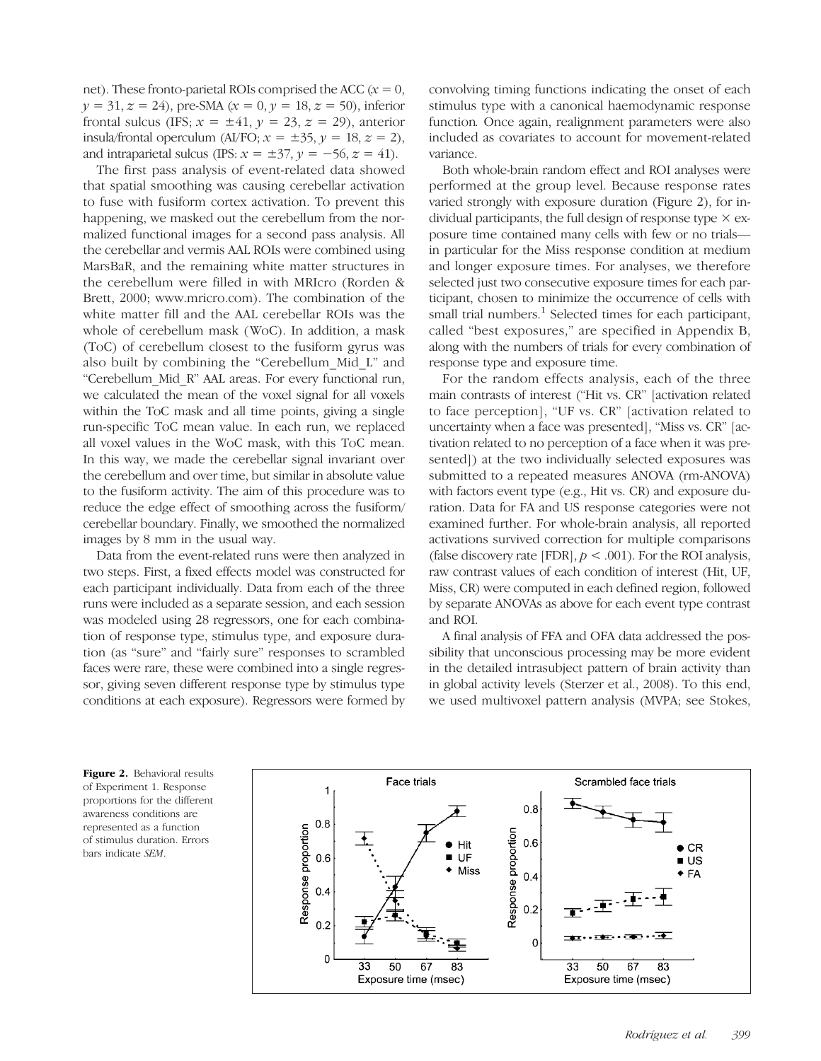net). These fronto-parietal ROIs comprised the ACC ($x = 0$, $y = 31$, $z = 24$), pre-SMA ($x = 0$, $y = 18$, $z = 50$), inferior frontal sulcus (IFS; $x = \pm 41$, $y = 23$, $z = 29$), anterior insula/frontal operculum (AI/FO; $x = \pm 35$, $y = 18$, $z = 2$), and intraparietal sulcus (IPS: $x = \pm 37$, $y = -56$, $z = 41$).

The first pass analysis of event-related data showed that spatial smoothing was causing cerebellar activation to fuse with fusiform cortex activation. To prevent this happening, we masked out the cerebellum from the normalized functional images for a second pass analysis. All the cerebellar and vermis AAL ROIs were combined using MarsBaR, and the remaining white matter structures in the cerebellum were filled in with MRIcro (Rorden & Brett, 2000; www.mricro.com). The combination of the white matter fill and the AAL cerebellar ROIs was the whole of cerebellum mask (WoC). In addition, a mask (ToC) of cerebellum closest to the fusiform gyrus was also built by combining the "Cerebellum_Mid_L" and "Cerebellum_Mid_R" AAL areas. For every functional run, we calculated the mean of the voxel signal for all voxels within the ToC mask and all time points, giving a single run-specific ToC mean value. In each run, we replaced all voxel values in the WoC mask, with this ToC mean. In this way, we made the cerebellar signal invariant over the cerebellum and over time, but similar in absolute value to the fusiform activity. The aim of this procedure was to reduce the edge effect of smoothing across the fusiform/cerebellar boundary. Finally, we smoothed the normalized images by 8 mm in the usual way.

Data from the event-related runs were then analyzed in two steps. First, a fixed effects model was constructed for each participant individually. Data from each of the three runs were included as a separate session, and each session was modeled using 28 regressors, one for each combination of response type, stimulus type, and exposure duration (as "sure" and "fairly sure" responses to scrambled faces were rare, these were combined into a single regressor, giving seven different response type by stimulus type conditions at each exposure). Regressors were formed by convolving timing functions indicating the onset of each stimulus type with a canonical haemodynamic response function. Once again, realignment parameters were also included as covariates to account for movement-related variance.

Both whole-brain random effect and ROI analyses were performed at the group level. Because response rates varied strongly with exposure duration (Figure 2), for individual participants, the full design of response type × exposure time contained many cells with few or no trials—in particular for the Miss response condition at medium and longer exposure times. For analyses, we therefore selected just two consecutive exposure times for each participant, chosen to minimize the occurrence of cells with small trial numbers.[1] Selected times for each participant, called "best exposures," are specified in Appendix B, along with the numbers of trials for every combination of response type and exposure time.

For the random effects analysis, each of the three main contrasts of interest ("Hit vs. CR" [activation related to face perception], "UF vs. CR" [activation related to uncertainty when a face was presented], "Miss vs. CR" [activation related to no perception of a face when it was presented]) at the two individually selected exposures was submitted to a repeated measures ANOVA (rm-ANOVA) with factors event type (e.g., Hit vs. CR) and exposure duration. Data for FA and US response categories were not examined further. For whole-brain analysis, all reported activations survived correction for multiple comparisons (false discovery rate [FDR], $p < .001$). For the ROI analysis, raw contrast values of each condition of interest (Hit, UF, Miss, CR) were computed in each defined region, followed by separate ANOVAs as above for each event type contrast and ROI.

A final analysis of FFA and OFA data addressed the possibility that unconscious processing may be more evident in the detailed intrasubject pattern of brain activity than in global activity levels (Sterzer et al., 2008). To this end, we used multivoxel pattern analysis (MVPA; see Stokes,

Face trials
Response proportion
Exposure time (msec)
33 50 67 83
0 0.2 0.4 0.6 0.8 1
Hit
UF
Miss

Scrambled face trials
Response proportion
Exposure time (msec)
33 50 67 83
0 0.2 0.4 0.6 0.8
CR
US
FA

**Figure 2.** Behavioral results of Experiment 1. Response proportions for the different awareness conditions are represented as a function of stimulus duration. Errors bars indicate *SEM*.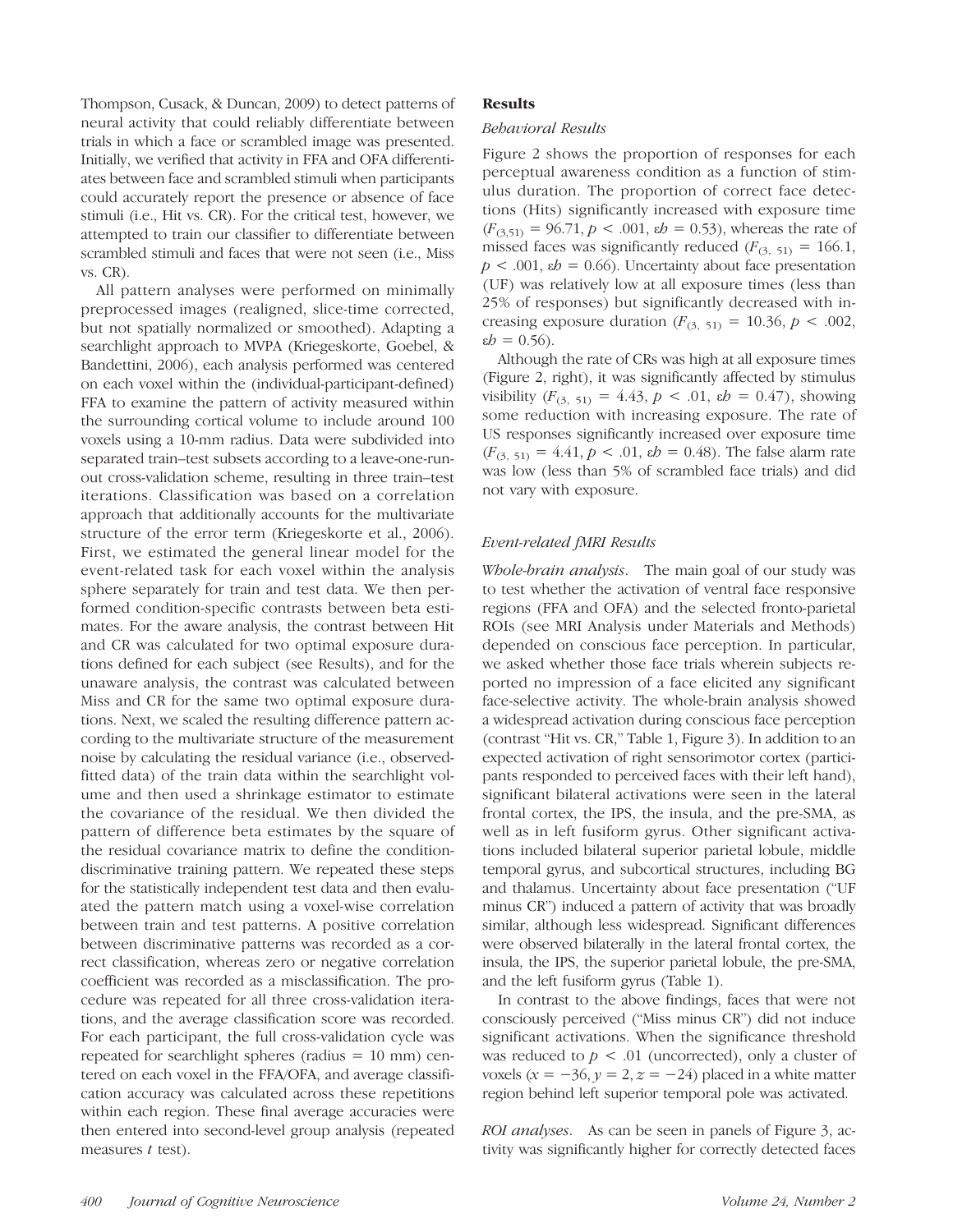Thompson, Cusack, & Duncan, 2009) to detect patterns of neural activity that could reliably differentiate between trials in which a face or scrambled image was presented. Initially, we verified that activity in FFA and OFA differentiates between face and scrambled stimuli when participants could accurately report the presence or absence of face stimuli (i.e., Hit vs. CR). For the critical test, however, we attempted to train our classifier to differentiate between scrambled stimuli and faces that were not seen (i.e., Miss vs. CR).

All pattern analyses were performed on minimally preprocessed images (realigned, slice-time corrected, but not spatially normalized or smoothed). Adapting a searchlight approach to MVPA (Kriegeskorte, Goebel, & Bandettini, 2006), each analysis performed was centered on each voxel within the (individual-participant-defined) FFA to examine the pattern of activity measured within the surrounding cortical volume to include around 100 voxels using a 10-mm radius. Data were subdivided into separated train–test subsets according to a leave-one-run-out cross-validation scheme, resulting in three train–test iterations. Classification was based on a correlation approach that additionally accounts for the multivariate structure of the error term (Kriegeskorte et al., 2006). First, we estimated the general linear model for the event-related task for each voxel within the analysis sphere separately for train and test data. We then performed condition-specific contrasts between beta estimates. For the aware analysis, the contrast between Hit and CR was calculated for two optimal exposure durations defined for each subject (see Results), and for the unaware analysis, the contrast was calculated between Miss and CR for the same two optimal exposure durations. Next, we scaled the resulting difference pattern according to the multivariate structure of the measurement noise by calculating the residual variance (i.e., observed-fitted data) of the train data within the searchlight volume and then used a shrinkage estimator to estimate the covariance of the residual. We then divided the pattern of difference beta estimates by the square of the residual covariance matrix to define the condition-discriminative training pattern. We repeated these steps for the statistically independent test data and then evaluated the pattern match using a voxel-wise correlation between train and test patterns. A positive correlation between discriminative patterns was recorded as a correct classification, whereas zero or negative correlation coefficient was recorded as a misclassification. The procedure was repeated for all three cross-validation iterations, and the average classification score was recorded. For each participant, the full cross-validation cycle was repeated for searchlight spheres (radius = 10 mm) centered on each voxel in the FFA/OFA, and average classification accuracy was calculated across these repetitions within each region. These final average accuracies were then entered into second-level group analysis (repeated measures $t$ test).

## Results

### *Behavioral Results*

Figure 2 shows the proportion of responses for each perceptual awareness condition as a function of stimulus duration. The proportion of correct face detections (Hits) significantly increased with exposure time ($F_{(3,51)} = 96.71$, $p < .001$, $\varepsilon h = 0.53$), whereas the rate of missed faces was significantly reduced ($F_{(3,\ 51)} = 166.1$, $p < .001$, $\varepsilon h = 0.66$). Uncertainty about face presentation (UF) was relatively low at all exposure times (less than 25% of responses) but significantly decreased with increasing exposure duration ($F_{(3,\ 51)} = 10.36$, $p < .002$, $\varepsilon h = 0.56$).

Although the rate of CRs was high at all exposure times (Figure 2, right), it was significantly affected by stimulus visibility ($F_{(3,\ 51)} = 4.43$, $p < .01$, $\varepsilon h = 0.47$), showing some reduction with increasing exposure. The rate of US responses significantly increased over exposure time ($F_{(3,\ 51)} = 4.41$, $p < .01$, $\varepsilon h = 0.48$). The false alarm rate was low (less than 5% of scrambled face trials) and did not vary with exposure.

### *Event-related fMRI Results*

*Whole-brain analysis.* The main goal of our study was to test whether the activation of ventral face responsive regions (FFA and OFA) and the selected fronto-parietal ROIs (see MRI Analysis under Materials and Methods) depended on conscious face perception. In particular, we asked whether those face trials wherein subjects reported no impression of a face elicited any significant face-selective activity. The whole-brain analysis showed a widespread activation during conscious face perception (contrast "Hit vs. CR," Table 1, Figure 3). In addition to an expected activation of right sensorimotor cortex (participants responded to perceived faces with their left hand), significant bilateral activations were seen in the lateral frontal cortex, the IPS, the insula, and the pre-SMA, as well as in left fusiform gyrus. Other significant activations included bilateral superior parietal lobule, middle temporal gyrus, and subcortical structures, including BG and thalamus. Uncertainty about face presentation ("UF minus CR") induced a pattern of activity that was broadly similar, although less widespread. Significant differences were observed bilaterally in the lateral frontal cortex, the insula, the IPS, the superior parietal lobule, the pre-SMA, and the left fusiform gyrus (Table 1).

In contrast to the above findings, faces that were not consciously perceived ("Miss minus CR") did not induce significant activations. When the significance threshold was reduced to $p < .01$ (uncorrected), only a cluster of voxels ($x = -36$, $y = 2$, $z = -24$) placed in a white matter region behind left superior temporal pole was activated.

*ROI analyses.* As can be seen in panels of Figure 3, activity was significantly higher for correctly detected faces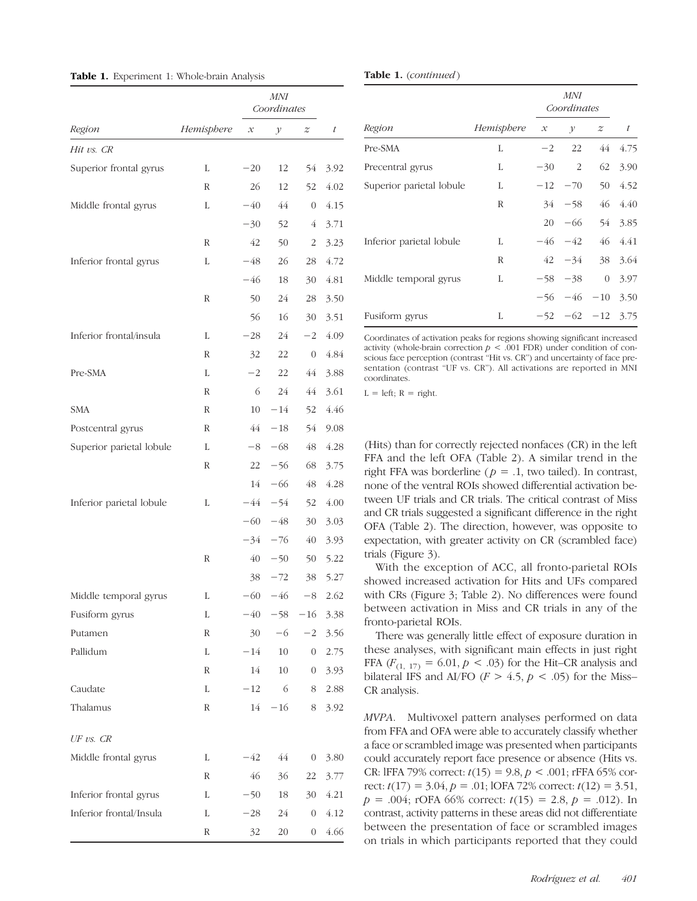**Table 1.** Experiment 1: Whole-brain Analysis

| Region | Hemisphere | MNI Coordinates | | | $t$ |
|---|---|---|---|---|---|
| | | $x$ | $y$ | $z$ | |
| *Hit vs. CR* | | | | | |
| Superior frontal gyrus | L | −20 | 12 | 54 | 3.92 |
| | R | 26 | 12 | 52 | 4.02 |
| Middle frontal gyrus | L | −40 | 44 | 0 | 4.15 |
| | | −30 | 52 | 4 | 3.71 |
| | R | 42 | 50 | 2 | 3.23 |
| Inferior frontal gyrus | L | −48 | 26 | 28 | 4.72 |
| | | −46 | 18 | 30 | 4.81 |
| | R | 50 | 24 | 28 | 3.50 |
| | | 56 | 16 | 30 | 3.51 |
| Inferior frontal/insula | L | −28 | 24 | −2 | 4.09 |
| | R | 32 | 22 | 0 | 4.84 |
| Pre-SMA | L | −2 | 22 | 44 | 3.88 |
| | R | 6 | 24 | 44 | 3.61 |
| SMA | R | 10 | −14 | 52 | 4.46 |
| Postcentral gyrus | R | 44 | −18 | 54 | 9.08 |
| Superior parietal lobule | L | −8 | −68 | 48 | 4.28 |
| | R | 22 | −56 | 68 | 3.75 |
| | | 14 | −66 | 48 | 4.28 |
| Inferior parietal lobule | L | −44 | −54 | 52 | 4.00 |
| | | −60 | −48 | 30 | 3.03 |
| | | −34 | −76 | 40 | 3.93 |
| | R | 40 | −50 | 50 | 5.22 |
| | | 38 | −72 | 38 | 5.27 |
| Middle temporal gyrus | L | −60 | −46 | −8 | 2.62 |
| Fusiform gyrus | L | −40 | −58 | −16 | 3.38 |
| Putamen | R | 30 | −6 | −2 | 3.56 |
| Pallidum | L | −14 | 10 | 0 | 2.75 |
| | R | 14 | 10 | 0 | 3.93 |
| Caudate | L | −12 | 6 | 8 | 2.88 |
| Thalamus | R | 14 | −16 | 8 | 3.92 |
| *UF vs. CR* | | | | | |
| Middle frontal gyrus | L | −42 | 44 | 0 | 3.80 |
| | R | 46 | 36 | 22 | 3.77 |
| Inferior frontal gyrus | L | −50 | 18 | 30 | 4.21 |
| Inferior frontal/Insula | L | −28 | 24 | 0 | 4.12 |
| | R | 32 | 20 | 0 | 4.66 |
| Pre-SMA | L | −2 | 22 | 44 | 4.75 |
| Precentral gyrus | L | −30 | 2 | 62 | 3.90 |
| Superior parietal lobule | L | −12 | −70 | 50 | 4.52 |
| | R | 34 | −58 | 46 | 4.40 |
| | | 20 | −66 | 54 | 3.85 |
| Inferior parietal lobule | L | −46 | −42 | 46 | 4.41 |
| | R | 42 | −34 | 38 | 3.64 |
| Middle temporal gyrus | L | −58 | −38 | 0 | 3.97 |
| | | −56 | −46 | −10 | 3.50 |
| Fusiform gyrus | L | −52 | −62 | −12 | 3.75 |

Coordinates of activation peaks for regions showing significant increased activity (whole-brain correction $p < .001$ FDR) under condition of conscious face perception (contrast "Hit vs. CR") and uncertainty of face presentation (contrast "UF vs. CR"). All activations are reported in MNI coordinates.

L = left; R = right.

(Hits) than for correctly rejected nonfaces (CR) in the left FFA and the left OFA (Table 2). A similar trend in the right FFA was borderline ($p = .1$, two tailed). In contrast, none of the ventral ROIs showed differential activation between UF trials and CR trials. The critical contrast of Miss and CR trials suggested a significant difference in the right OFA (Table 2). The direction, however, was opposite to expectation, with greater activity on CR (scrambled face) trials (Figure 3).

With the exception of ACC, all fronto-parietal ROIs showed increased activation for Hits and UFs compared with CRs (Figure 3; Table 2). No differences were found between activation in Miss and CR trials in any of the fronto-parietal ROIs.

There was generally little effect of exposure duration in these analyses, with significant main effects in just right FFA ($F_{(1,\,17)} = 6.01$, $p < .03$) for the Hit–CR analysis and bilateral IFS and AI/FO ($F > 4.5$, $p < .05$) for the Miss–CR analysis.

*MVPA.* Multivoxel pattern analyses performed on data from FFA and OFA were able to accurately classify whether a face or scrambled image was presented when participants could accurately report face presence or absence (Hits vs. CR: lFFA 79% correct: $t(15) = 9.8$, $p < .001$; rFFA 65% correct: $t(17) = 3.04$, $p = .01$; lOFA 72% correct: $t(12) = 3.51$, $p = .004$; rOFA 66% correct: $t(15) = 2.8$, $p = .012$). In contrast, activity patterns in these areas did not differentiate between the presentation of face or scrambled images on trials in which participants reported that they could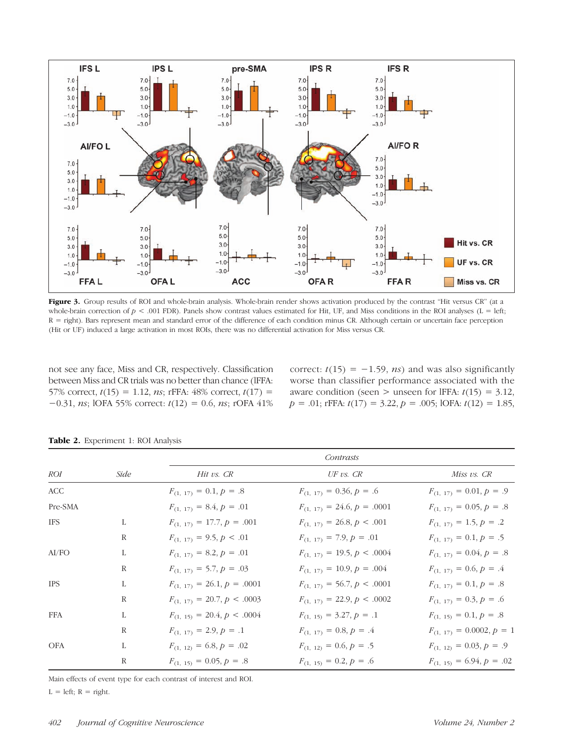**Figure 3.** Group results of ROI and whole-brain analysis. Whole-brain render shows activation produced by the contrast "Hit versus CR" (at a whole-brain correction of $p < .001$ FDR). Panels show contrast values estimated for Hit, UF, and Miss conditions in the ROI analyses (L = left; R = right). Bars represent mean and standard error of the difference of each condition minus CR. Although certain or uncertain face perception (Hit or UF) induced a large activation in most ROIs, there was no differential activation for Miss versus CR.

not see any face, Miss and CR, respectively. Classification between Miss and CR trials was no better than chance (lFFA: 57% correct, $t(15) = 1.12$, *ns*; rFFA: 48% correct, $t(17) = -0.31$, *ns*; lOFA 55% correct: $t(12) = 0.6$, *ns*; rOFA 41% correct: $t(15) = -1.59$, *ns*) and was also significantly worse than classifier performance associated with the aware condition (seen > unseen for lFFA: $t(15) = 3.12$, $p = .01$; rFFA: $t(17) = 3.22$, $p = .005$; lOFA: $t(12) = 1.85$,

**Table 2.** Experiment 1: ROI Analysis

| *ROI* | *Side* | *Contrasts* | | |
|---|---|---|---|---|
| | | *Hit vs. CR* | *UF vs. CR* | *Miss vs. CR* |
| ACC | | $F_{(1, 17)} = 0.1, p = .8$ | $F_{(1, 17)} = 0.36, p = .6$ | $F_{(1, 17)} = 0.01, p = .9$ |
| Pre-SMA | | $F_{(1, 17)} = 8.4, p = .01$ | $F_{(1, 17)} = 24.6, p = .0001$ | $F_{(1, 17)} = 0.05, p = .8$ |
| IFS | L | $F_{(1, 17)} = 17.7, p = .001$ | $F_{(1, 17)} = 26.8, p < .001$ | $F_{(1, 17)} = 1.5, p = .2$ |
| | R | $F_{(1, 17)} = 9.5, p < .01$ | $F_{(1, 17)} = 7.9, p = .01$ | $F_{(1, 17)} = 0.1, p = .5$ |
| AI/FO | L | $F_{(1, 17)} = 8.2, p = .01$ | $F_{(1, 17)} = 19.5, p < .0004$ | $F_{(1, 17)} = 0.04, p = .8$ |
| | R | $F_{(1, 17)} = 5.7, p = .03$ | $F_{(1, 17)} = 10.9, p = .004$ | $F_{(1, 17)} = 0.6, p = .4$ |
| IPS | L | $F_{(1, 17)} = 26.1, p = .0001$ | $F_{(1, 17)} = 56.7, p < .0001$ | $F_{(1, 17)} = 0.1, p = .8$ |
| | R | $F_{(1, 17)} = 20.7, p < .0003$ | $F_{(1, 17)} = 22.9, p < .0002$ | $F_{(1, 17)} = 0.3, p = .6$ |
| FFA | L | $F_{(1, 15)} = 20.4, p < .0004$ | $F_{(1, 15)} = 3.27, p = .1$ | $F_{(1, 15)} = 0.1, p = .8$ |
| | R | $F_{(1, 17)} = 2.9, p = .1$ | $F_{(1, 17)} = 0.8, p = .4$ | $F_{(1, 17)} = 0.0002, p = 1$ |
| OFA | L | $F_{(1, 12)} = 6.8, p = .02$ | $F_{(1, 12)} = 0.6, p = .5$ | $F_{(1, 12)} = 0.03, p = .9$ |
| | R | $F_{(1, 15)} = 0.05, p = .8$ | $F_{(1, 15)} = 0.2, p = .6$ | $F_{(1, 15)} = 6.94, p = .02$ |

Main effects of event type for each contrast of interest and ROI.

L = left; R = right.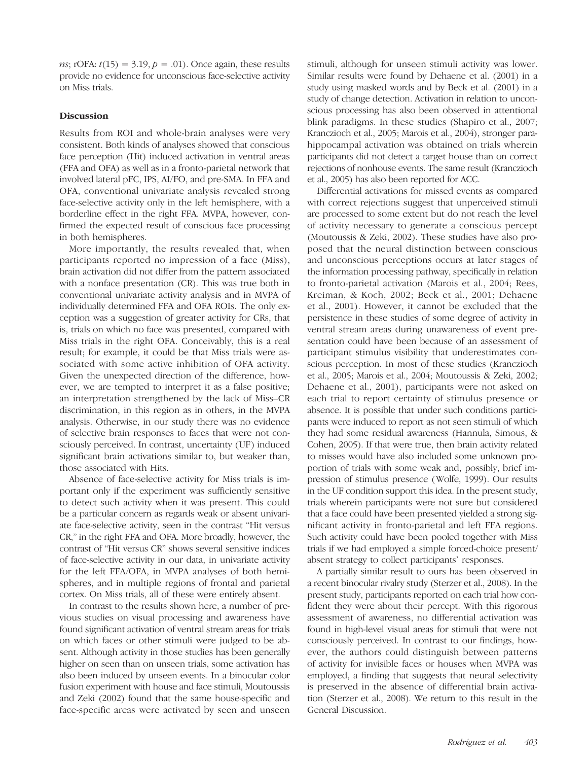*ns*; rOFA: $t(15) = 3.19$, $p = .01$). Once again, these results provide no evidence for unconscious face-selective activity on Miss trials.

## Discussion

Results from ROI and whole-brain analyses were very consistent. Both kinds of analyses showed that conscious face perception (Hit) induced activation in ventral areas (FFA and OFA) as well as in a fronto-parietal network that involved lateral pFC, IPS, AI/FO, and pre-SMA. In FFA and OFA, conventional univariate analysis revealed strong face-selective activity only in the left hemisphere, with a borderline effect in the right FFA. MVPA, however, confirmed the expected result of conscious face processing in both hemispheres.

More importantly, the results revealed that, when participants reported no impression of a face (Miss), brain activation did not differ from the pattern associated with a nonface presentation (CR). This was true both in conventional univariate activity analysis and in MVPA of individually determined FFA and OFA ROIs. The only exception was a suggestion of greater activity for CRs, that is, trials on which no face was presented, compared with Miss trials in the right OFA. Conceivably, this is a real result; for example, it could be that Miss trials were associated with some active inhibition of OFA activity. Given the unexpected direction of the difference, however, we are tempted to interpret it as a false positive; an interpretation strengthened by the lack of Miss–CR discrimination, in this region as in others, in the MVPA analysis. Otherwise, in our study there was no evidence of selective brain responses to faces that were not consciously perceived. In contrast, uncertainty (UF) induced significant brain activations similar to, but weaker than, those associated with Hits.

Absence of face-selective activity for Miss trials is important only if the experiment was sufficiently sensitive to detect such activity when it was present. This could be a particular concern as regards weak or absent univariate face-selective activity, seen in the contrast "Hit versus CR," in the right FFA and OFA. More broadly, however, the contrast of "Hit versus CR" shows several sensitive indices of face-selective activity in our data, in univariate activity for the left FFA/OFA, in MVPA analyses of both hemispheres, and in multiple regions of frontal and parietal cortex. On Miss trials, all of these were entirely absent.

In contrast to the results shown here, a number of previous studies on visual processing and awareness have found significant activation of ventral stream areas for trials on which faces or other stimuli were judged to be absent. Although activity in those studies has been generally higher on seen than on unseen trials, some activation has also been induced by unseen events. In a binocular color fusion experiment with house and face stimuli, Moutoussis and Zeki (2002) found that the same house-specific and face-specific areas were activated by seen and unseen stimuli, although for unseen stimuli activity was lower. Similar results were found by Dehaene et al. (2001) in a study using masked words and by Beck et al. (2001) in a study of change detection. Activation in relation to unconscious processing has also been observed in attentional blink paradigms. In these studies (Shapiro et al., 2007; Kranczioch et al., 2005; Marois et al., 2004), stronger parahippocampal activation was obtained on trials wherein participants did not detect a target house than on correct rejections of nonhouse events. The same result (Kranczioch et al., 2005) has also been reported for ACC.

Differential activations for missed events as compared with correct rejections suggest that unperceived stimuli are processed to some extent but do not reach the level of activity necessary to generate a conscious percept (Moutoussis & Zeki, 2002). These studies have also proposed that the neural distinction between conscious and unconscious perceptions occurs at later stages of the information processing pathway, specifically in relation to fronto-parietal activation (Marois et al., 2004; Rees, Kreiman, & Koch, 2002; Beck et al., 2001; Dehaene et al., 2001). However, it cannot be excluded that the persistence in these studies of some degree of activity in ventral stream areas during unawareness of event presentation could have been because of an assessment of participant stimulus visibility that underestimates conscious perception. In most of these studies (Kranczioch et al., 2005; Marois et al., 2004; Moutoussis & Zeki, 2002; Dehaene et al., 2001), participants were not asked on each trial to report certainty of stimulus presence or absence. It is possible that under such conditions participants were induced to report as not seen stimuli of which they had some residual awareness (Hannula, Simous, & Cohen, 2005). If that were true, then brain activity related to misses would have also included some unknown proportion of trials with some weak and, possibly, brief impression of stimulus presence (Wolfe, 1999). Our results in the UF condition support this idea. In the present study, trials wherein participants were not sure but considered that a face could have been presented yielded a strong significant activity in fronto-parietal and left FFA regions. Such activity could have been pooled together with Miss trials if we had employed a simple forced-choice present/absent strategy to collect participants' responses.

A partially similar result to ours has been observed in a recent binocular rivalry study (Sterzer et al., 2008). In the present study, participants reported on each trial how confident they were about their percept. With this rigorous assessment of awareness, no differential activation was found in high-level visual areas for stimuli that were not consciously perceived. In contrast to our findings, however, the authors could distinguish between patterns of activity for invisible faces or houses when MVPA was employed, a finding that suggests that neural selectivity is preserved in the absence of differential brain activation (Sterzer et al., 2008). We return to this result in the General Discussion.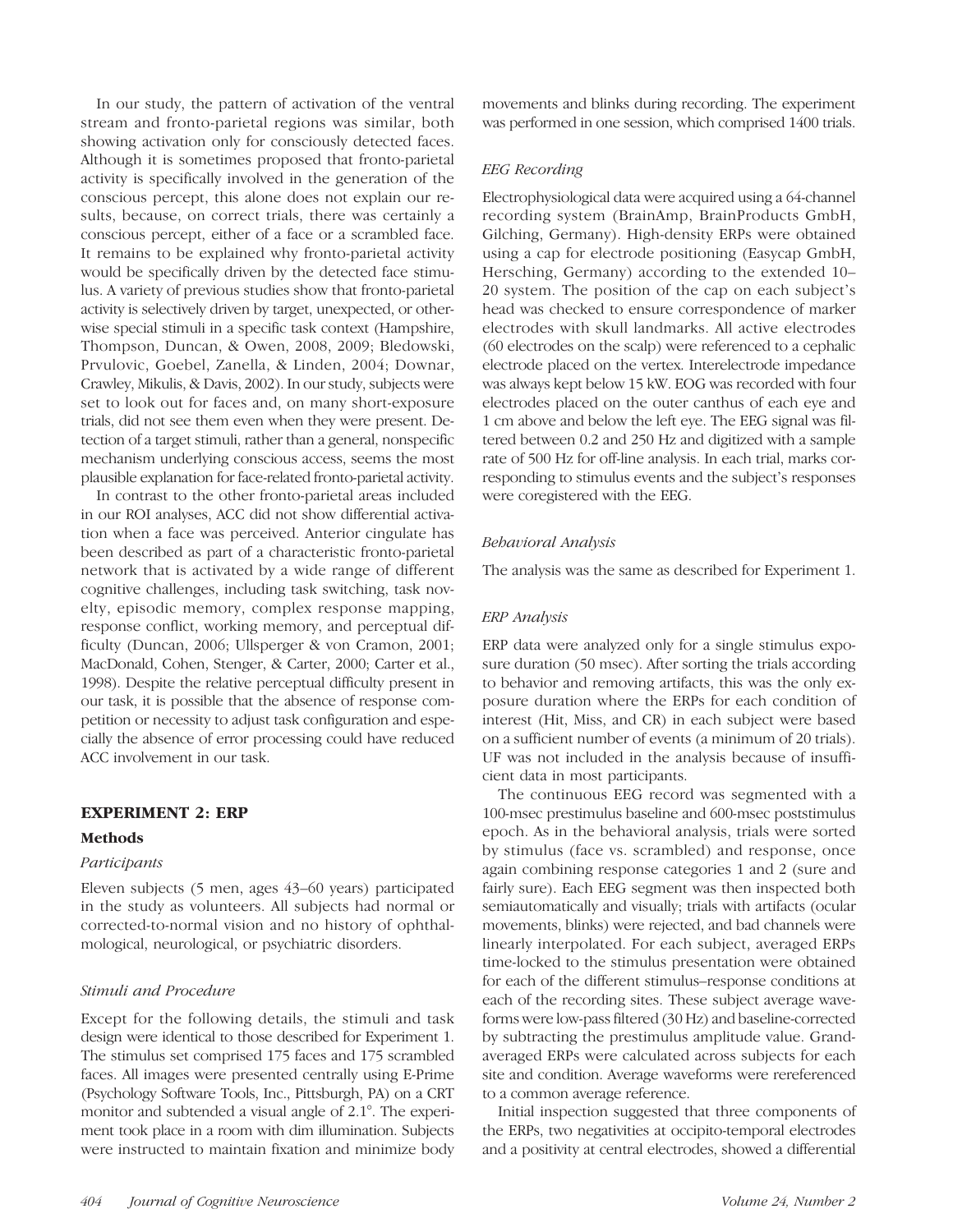In our study, the pattern of activation of the ventral stream and fronto-parietal regions was similar, both showing activation only for consciously detected faces. Although it is sometimes proposed that fronto-parietal activity is specifically involved in the generation of the conscious percept, this alone does not explain our results, because, on correct trials, there was certainly a conscious percept, either of a face or a scrambled face. It remains to be explained why fronto-parietal activity would be specifically driven by the detected face stimulus. A variety of previous studies show that fronto-parietal activity is selectively driven by target, unexpected, or otherwise special stimuli in a specific task context (Hampshire, Thompson, Duncan, & Owen, 2008, 2009; Bledowski, Prvulovic, Goebel, Zanella, & Linden, 2004; Downar, Crawley, Mikulis, & Davis, 2002). In our study, subjects were set to look out for faces and, on many short-exposure trials, did not see them even when they were present. Detection of a target stimuli, rather than a general, nonspecific mechanism underlying conscious access, seems the most plausible explanation for face-related fronto-parietal activity.

In contrast to the other fronto-parietal areas included in our ROI analyses, ACC did not show differential activation when a face was perceived. Anterior cingulate has been described as part of a characteristic fronto-parietal network that is activated by a wide range of different cognitive challenges, including task switching, task novelty, episodic memory, complex response mapping, response conflict, working memory, and perceptual difficulty (Duncan, 2006; Ullsperger & von Cramon, 2001; MacDonald, Cohen, Stenger, & Carter, 2000; Carter et al., 1998). Despite the relative perceptual difficulty present in our task, it is possible that the absence of response competition or necessity to adjust task configuration and especially the absence of error processing could have reduced ACC involvement in our task.

## EXPERIMENT 2: ERP

### Methods

#### *Participants*

Eleven subjects (5 men, ages 43–60 years) participated in the study as volunteers. All subjects had normal or corrected-to-normal vision and no history of ophthalmological, neurological, or psychiatric disorders.

#### *Stimuli and Procedure*

Except for the following details, the stimuli and task design were identical to those described for Experiment 1. The stimulus set comprised 175 faces and 175 scrambled faces. All images were presented centrally using E-Prime (Psychology Software Tools, Inc., Pittsburgh, PA) on a CRT monitor and subtended a visual angle of 2.1°. The experiment took place in a room with dim illumination. Subjects were instructed to maintain fixation and minimize body movements and blinks during recording. The experiment was performed in one session, which comprised 1400 trials.

#### *EEG Recording*

Electrophysiological data were acquired using a 64-channel recording system (BrainAmp, BrainProducts GmbH, Gilching, Germany). High-density ERPs were obtained using a cap for electrode positioning (Easycap GmbH, Hersching, Germany) according to the extended 10–20 system. The position of the cap on each subject's head was checked to ensure correspondence of marker electrodes with skull landmarks. All active electrodes (60 electrodes on the scalp) were referenced to a cephalic electrode placed on the vertex. Interelectrode impedance was always kept below 15 kW. EOG was recorded with four electrodes placed on the outer canthus of each eye and 1 cm above and below the left eye. The EEG signal was filtered between 0.2 and 250 Hz and digitized with a sample rate of 500 Hz for off-line analysis. In each trial, marks corresponding to stimulus events and the subject's responses were coregistered with the EEG.

#### *Behavioral Analysis*

The analysis was the same as described for Experiment 1.

#### *ERP Analysis*

ERP data were analyzed only for a single stimulus exposure duration (50 msec). After sorting the trials according to behavior and removing artifacts, this was the only exposure duration where the ERPs for each condition of interest (Hit, Miss, and CR) in each subject were based on a sufficient number of events (a minimum of 20 trials). UF was not included in the analysis because of insufficient data in most participants.

The continuous EEG record was segmented with a 100-msec prestimulus baseline and 600-msec poststimulus epoch. As in the behavioral analysis, trials were sorted by stimulus (face vs. scrambled) and response, once again combining response categories 1 and 2 (sure and fairly sure). Each EEG segment was then inspected both semiautomatically and visually; trials with artifacts (ocular movements, blinks) were rejected, and bad channels were linearly interpolated. For each subject, averaged ERPs time-locked to the stimulus presentation were obtained for each of the different stimulus–response conditions at each of the recording sites. These subject average waveforms were low-pass filtered (30 Hz) and baseline-corrected by subtracting the prestimulus amplitude value. Grand-averaged ERPs were calculated across subjects for each site and condition. Average waveforms were rereferenced to a common average reference.

Initial inspection suggested that three components of the ERPs, two negativities at occipito-temporal electrodes and a positivity at central electrodes, showed a differential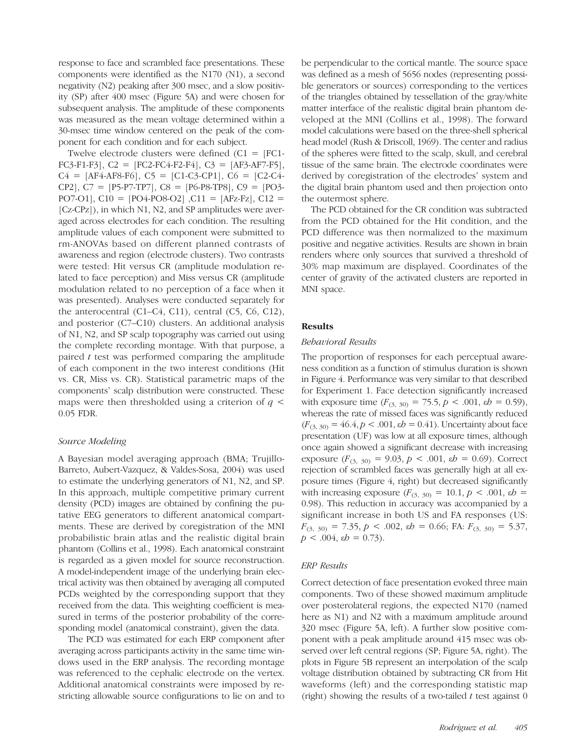response to face and scrambled face presentations. These components were identified as the N170 (N1), a second negativity (N2) peaking after 300 msec, and a slow positivity (SP) after 400 msec (Figure 5A) and were chosen for subsequent analysis. The amplitude of these components was measured as the mean voltage determined within a 30-msec time window centered on the peak of the component for each condition and for each subject.

Twelve electrode clusters were defined (C1 = [FC1-FC3-F1-F3], C2 = [FC2-FC4-F2-F4], C3 = [AF3-AF7-F5], C4 = [AF4-AF8-F6], C5 = [C1-C3-CP1], C6 = [C2-C4-CP2], C7 = [P5-P7-TP7], C8 = [P6-P8-TP8], C9 = [PO3-PO7-O1], C10 = [PO4-PO8-O2] ,C11 = [AFz-Fz], C12 = [Cz-CPz]), in which N1, N2, and SP amplitudes were averaged across electrodes for each condition. The resulting amplitude values of each component were submitted to rm-ANOVAs based on different planned contrasts of awareness and region (electrode clusters). Two contrasts were tested: Hit versus CR (amplitude modulation related to face perception) and Miss versus CR (amplitude modulation related to no perception of a face when it was presented). Analyses were conducted separately for the anterocentral (C1–C4, C11), central (C5, C6, C12), and posterior (C7–C10) clusters. An additional analysis of N1, N2, and SP scalp topography was carried out using the complete recording montage. With that purpose, a paired *t* test was performed comparing the amplitude of each component in the two interest conditions (Hit vs. CR, Miss vs. CR). Statistical parametric maps of the components' scalp distribution were constructed. These maps were then thresholded using a criterion of $q < 0.05$ FDR.

### *Source Modeling*

A Bayesian model averaging approach (BMA; Trujillo-Barreto, Aubert-Vazquez, & Valdes-Sosa, 2004) was used to estimate the underlying generators of N1, N2, and SP. In this approach, multiple competitive primary current density (PCD) images are obtained by confining the putative EEG generators to different anatomical compartments. These are derived by coregistration of the MNI probabilistic brain atlas and the realistic digital brain phantom (Collins et al., 1998). Each anatomical constraint is regarded as a given model for source reconstruction. A model-independent image of the underlying brain electrical activity was then obtained by averaging all computed PCDs weighted by the corresponding support that they received from the data. This weighting coefficient is measured in terms of the posterior probability of the corresponding model (anatomical constraint), given the data.

The PCD was estimated for each ERP component after averaging across participants activity in the same time windows used in the ERP analysis. The recording montage was referenced to the cephalic electrode on the vertex. Additional anatomical constraints were imposed by restricting allowable source configurations to lie on and to be perpendicular to the cortical mantle. The source space was defined as a mesh of 5656 nodes (representing possible generators or sources) corresponding to the vertices of the triangles obtained by tessellation of the gray/white matter interface of the realistic digital brain phantom developed at the MNI (Collins et al., 1998). The forward model calculations were based on the three-shell spherical head model (Rush & Driscoll, 1969). The center and radius of the spheres were fitted to the scalp, skull, and cerebral tissue of the same brain. The electrode coordinates were derived by coregistration of the electrodes' system and the digital brain phantom used and then projection onto the outermost sphere.

The PCD obtained for the CR condition was subtracted from the PCD obtained for the Hit condition, and the PCD difference was then normalized to the maximum positive and negative activities. Results are shown in brain renders where only sources that survived a threshold of 30% map maximum are displayed. Coordinates of the center of gravity of the activated clusters are reported in MNI space.

## Results

### *Behavioral Results*

The proportion of responses for each perceptual awareness condition as a function of stimulus duration is shown in Figure 4. Performance was very similar to that described for Experiment 1. Face detection significantly increased with exposure time ($F_{(3, 30)} = 75.5$, $p < .001$, $\varepsilon h = 0.59$), whereas the rate of missed faces was significantly reduced ($F_{(3, 30)} = 46.4$, $p < .001$, $\varepsilon h = 0.41$). Uncertainty about face presentation (UF) was low at all exposure times, although once again showed a significant decrease with increasing exposure ($F_{(3, 30)} = 9.03$, $p < .001$, $\varepsilon h = 0.69$). Correct rejection of scrambled faces was generally high at all exposure times (Figure 4, right) but decreased significantly with increasing exposure ($F_{(3, 30)} = 10.1$, $p < .001$, $\varepsilon h = 0.98$). This reduction in accuracy was accompanied by a significant increase in both US and FA responses (US: $F_{(3, 30)} = 7.35$, $p < .002$, $\varepsilon h = 0.66$; FA: $F_{(3, 30)} = 5.37$, $p < .004$, $\varepsilon h = 0.73$).

### *ERP Results*

Correct detection of face presentation evoked three main components. Two of these showed maximum amplitude over posterolateral regions, the expected N170 (named here as N1) and N2 with a maximum amplitude around 320 msec (Figure 5A, left). A further slow positive component with a peak amplitude around 415 msec was observed over left central regions (SP; Figure 5A, right). The plots in Figure 5B represent an interpolation of the scalp voltage distribution obtained by subtracting CR from Hit waveforms (left) and the corresponding statistic map (right) showing the results of a two-tailed *t* test against 0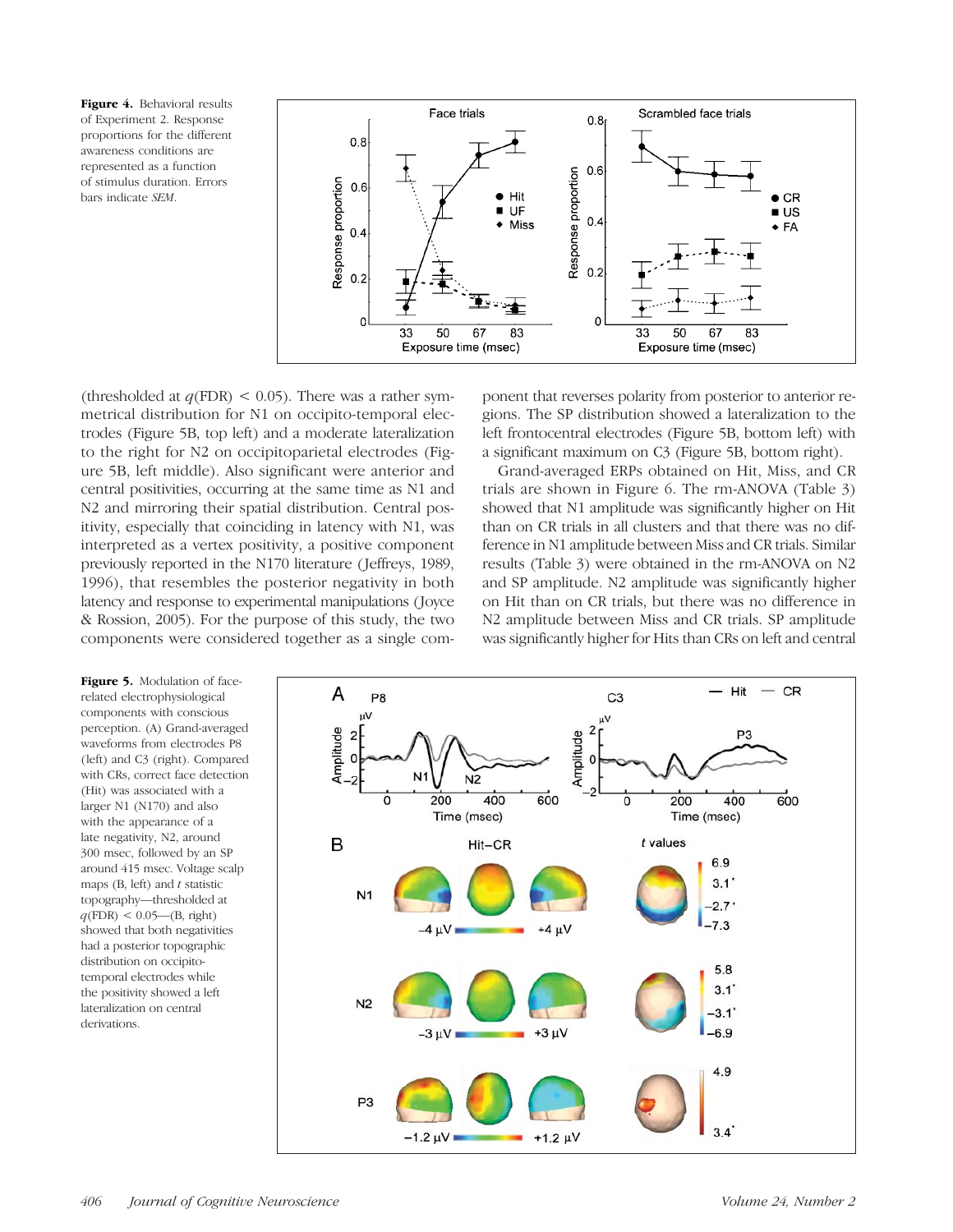**Figure 4.** Behavioral results of Experiment 2. Response proportions for the different awareness conditions are represented as a function of stimulus duration. Errors bars indicate *SEM*.

(thresholded at $q(\text{FDR}) < 0.05$). There was a rather symmetrical distribution for N1 on occipito-temporal electrodes (Figure 5B, top left) and a moderate lateralization to the right for N2 on occipitoparietal electrodes (Figure 5B, left middle). Also significant were anterior and central positivities, occurring at the same time as N1 and N2 and mirroring their spatial distribution. Central positivity, especially that coinciding in latency with N1, was interpreted as a vertex positivity, a positive component previously reported in the N170 literature (Jeffreys, 1989, 1996), that resembles the posterior negativity in both latency and response to experimental manipulations (Joyce & Rossion, 2005). For the purpose of this study, the two components were considered together as a single component that reverses polarity from posterior to anterior regions. The SP distribution showed a lateralization to the left frontocentral electrodes (Figure 5B, bottom left) with a significant maximum on C3 (Figure 5B, bottom right).

Grand-averaged ERPs obtained on Hit, Miss, and CR trials are shown in Figure 6. The rm-ANOVA (Table 3) showed that N1 amplitude was significantly higher on Hit than on CR trials in all clusters and that there was no difference in N1 amplitude between Miss and CR trials. Similar results (Table 3) were obtained in the rm-ANOVA on N2 and SP amplitude. N2 amplitude was significantly higher on Hit than on CR trials, but there was no difference in N2 amplitude between Miss and CR trials. SP amplitude was significantly higher for Hits than CRs on left and central

**Figure 5.** Modulation of face-related electrophysiological components with conscious perception. (A) Grand-averaged waveforms from electrodes P8 (left) and C3 (right). Compared with CRs, correct face detection (Hit) was associated with a larger N1 (N170) and also with the appearance of a late negativity, N2, around 300 msec, followed by an SP around 415 msec. Voltage scalp maps (B, left) and *t* statistic topography—thresholded at $q(\text{FDR}) < 0.05$—(B, right) showed that both negativities had a posterior topographic distribution on occipito-temporal electrodes while the positivity showed a left lateralization on central derivations.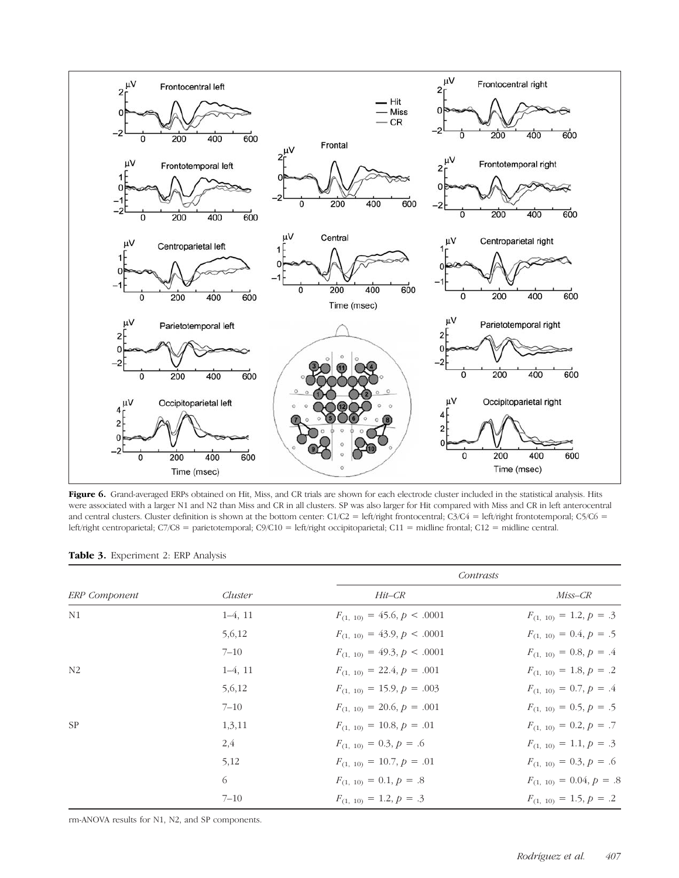**Figure 6.** Grand-averaged ERPs obtained on Hit, Miss, and CR trials are shown for each electrode cluster included in the statistical analysis. Hits were associated with a larger N1 and N2 than Miss and CR in all clusters. SP was also larger for Hit compared with Miss and CR in left anterocentral and central clusters. Cluster definition is shown at the bottom center: C1/C2 = left/right frontocentral; C3/C4 = left/right frontotemporal; C5/C6 = left/right centroparietal; C7/C8 = parietotemporal; C9/C10 = left/right occipitoparietal; C11 = midline frontal; C12 = midline central.

**Table 3.** Experiment 2: ERP Analysis

| *ERP Component* | *Cluster* | *Contrasts* | |
|---|---|---|---|
| | | *Hit–CR* | *Miss–CR* |
| N1 | 1–4, 11 | $F_{(1, 10)} = 45.6, p < .0001$ | $F_{(1, 10)} = 1.2, p = .3$ |
| | 5,6,12 | $F_{(1, 10)} = 43.9, p < .0001$ | $F_{(1, 10)} = 0.4, p = .5$ |
| | 7–10 | $F_{(1, 10)} = 49.3, p < .0001$ | $F_{(1, 10)} = 0.8, p = .4$ |
| N2 | 1–4, 11 | $F_{(1, 10)} = 22.4, p = .001$ | $F_{(1, 10)} = 1.8, p = .2$ |
| | 5,6,12 | $F_{(1, 10)} = 15.9, p = .003$ | $F_{(1, 10)} = 0.7, p = .4$ |
| | 7–10 | $F_{(1, 10)} = 20.6, p = .001$ | $F_{(1, 10)} = 0.5, p = .5$ |
| SP | 1,3,11 | $F_{(1, 10)} = 10.8, p = .01$ | $F_{(1, 10)} = 0.2, p = .7$ |
| | 2,4 | $F_{(1, 10)} = 0.3, p = .6$ | $F_{(1, 10)} = 1.1, p = .3$ |
| | 5,12 | $F_{(1, 10)} = 10.7, p = .01$ | $F_{(1, 10)} = 0.3, p = .6$ |
| | 6 | $F_{(1, 10)} = 0.1, p = .8$ | $F_{(1, 10)} = 0.04, p = .8$ |
| | 7–10 | $F_{(1, 10)} = 1.2, p = .3$ | $F_{(1, 10)} = 1.5, p = .2$ |

rm-ANOVA results for N1, N2, and SP components.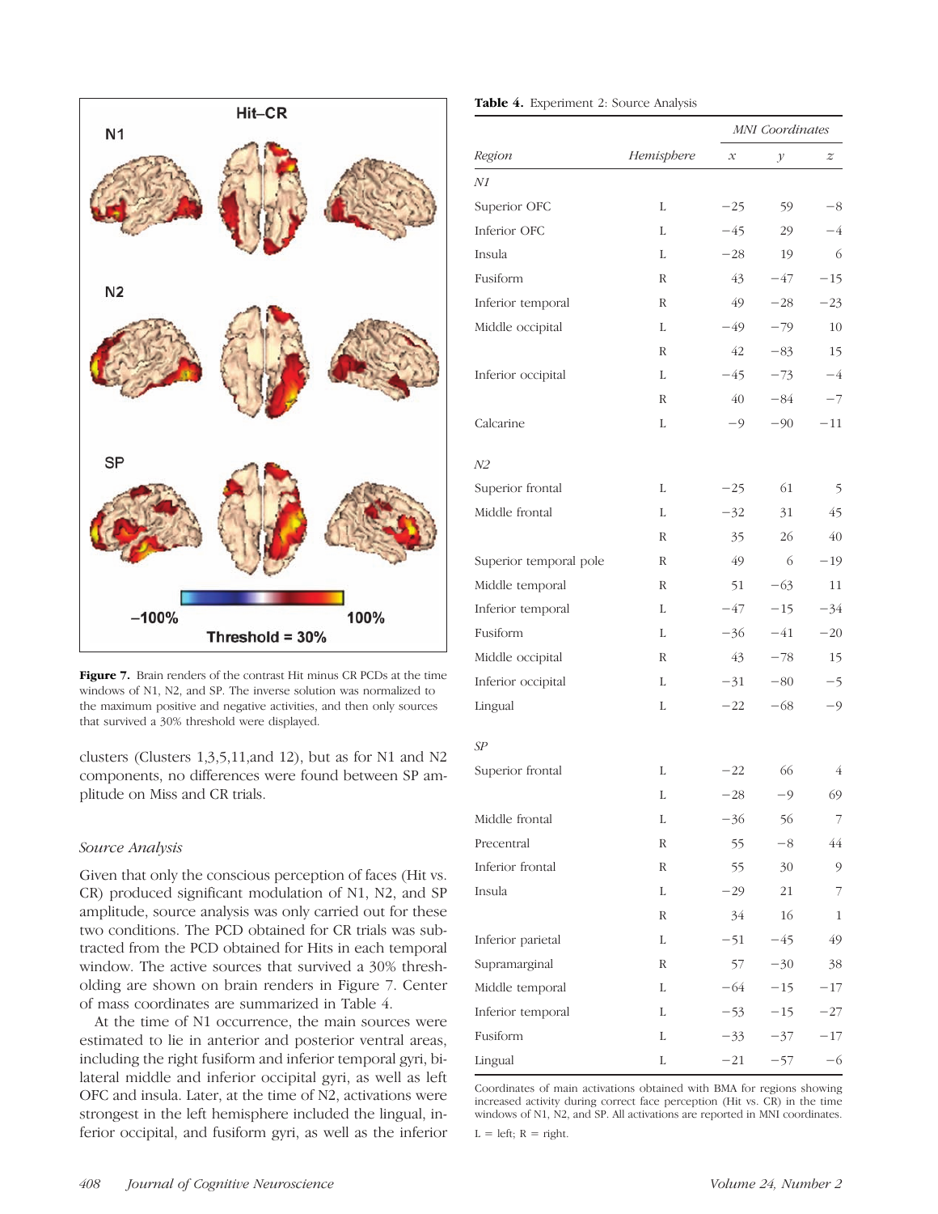**Figure 7.** Brain renders of the contrast Hit minus CR PCDs at the time windows of N1, N2, and SP. The inverse solution was normalized to the maximum positive and negative activities, and then only sources that survived a 30% threshold were displayed.

clusters (Clusters 1,3,5,11,and 12), but as for N1 and N2 components, no differences were found between SP amplitude on Miss and CR trials.

### *Source Analysis*

Given that only the conscious perception of faces (Hit vs. CR) produced significant modulation of N1, N2, and SP amplitude, source analysis was only carried out for these two conditions. The PCD obtained for CR trials was subtracted from the PCD obtained for Hits in each temporal window. The active sources that survived a 30% thresholding are shown on brain renders in Figure 7. Center of mass coordinates are summarized in Table 4.

At the time of N1 occurrence, the main sources were estimated to lie in anterior and posterior ventral areas, including the right fusiform and inferior temporal gyri, bilateral middle and inferior occipital gyri, as well as left OFC and insula. Later, at the time of N2, activations were strongest in the left hemisphere included the lingual, inferior occipital, and fusiform gyri, as well as the inferior

**Table 4.** Experiment 2: Source Analysis

| | | MNI Coordinates | | |
|---|---|---|---|---|
| *Region* | *Hemisphere* | *x* | *y* | *z* |
| *N1* | | | | |
| Superior OFC | L | −25 | 59 | −8 |
| Inferior OFC | L | −45 | 29 | −4 |
| Insula | L | −28 | 19 | 6 |
| Fusiform | R | 43 | −47 | −15 |
| Inferior temporal | R | 49 | −28 | −23 |
| Middle occipital | L | −49 | −79 | 10 |
| | R | 42 | −83 | 15 |
| Inferior occipital | L | −45 | −73 | −4 |
| | R | 40 | −84 | −7 |
| Calcarine | L | −9 | −90 | −11 |
| *N2* | | | | |
| Superior frontal | L | −25 | 61 | 5 |
| Middle frontal | L | −32 | 31 | 45 |
| | R | 35 | 26 | 40 |
| Superior temporal pole | R | 49 | 6 | −19 |
| Middle temporal | R | 51 | −63 | 11 |
| Inferior temporal | L | −47 | −15 | −34 |
| Fusiform | L | −36 | −41 | −20 |
| Middle occipital | R | 43 | −78 | 15 |
| Inferior occipital | L | −31 | −80 | −5 |
| Lingual | L | −22 | −68 | −9 |
| *SP* | | | | |
| Superior frontal | L | −22 | 66 | 4 |
| | L | −28 | −9 | 69 |
| Middle frontal | L | −36 | 56 | 7 |
| Precentral | R | 55 | −8 | 44 |
| Inferior frontal | R | 55 | 30 | 9 |
| Insula | L | −29 | 21 | 7 |
| | R | 34 | 16 | 1 |
| Inferior parietal | L | −51 | −45 | 49 |
| Supramarginal | R | 57 | −30 | 38 |
| Middle temporal | L | −64 | −15 | −17 |
| Inferior temporal | L | −53 | −15 | −27 |
| Fusiform | L | −33 | −37 | −17 |
| Lingual | L | −21 | −57 | −6 |

Coordinates of main activations obtained with BMA for regions showing increased activity during correct face perception (Hit vs. CR) in the time windows of N1, N2, and SP. All activations are reported in MNI coordinates.

L = left; R = right.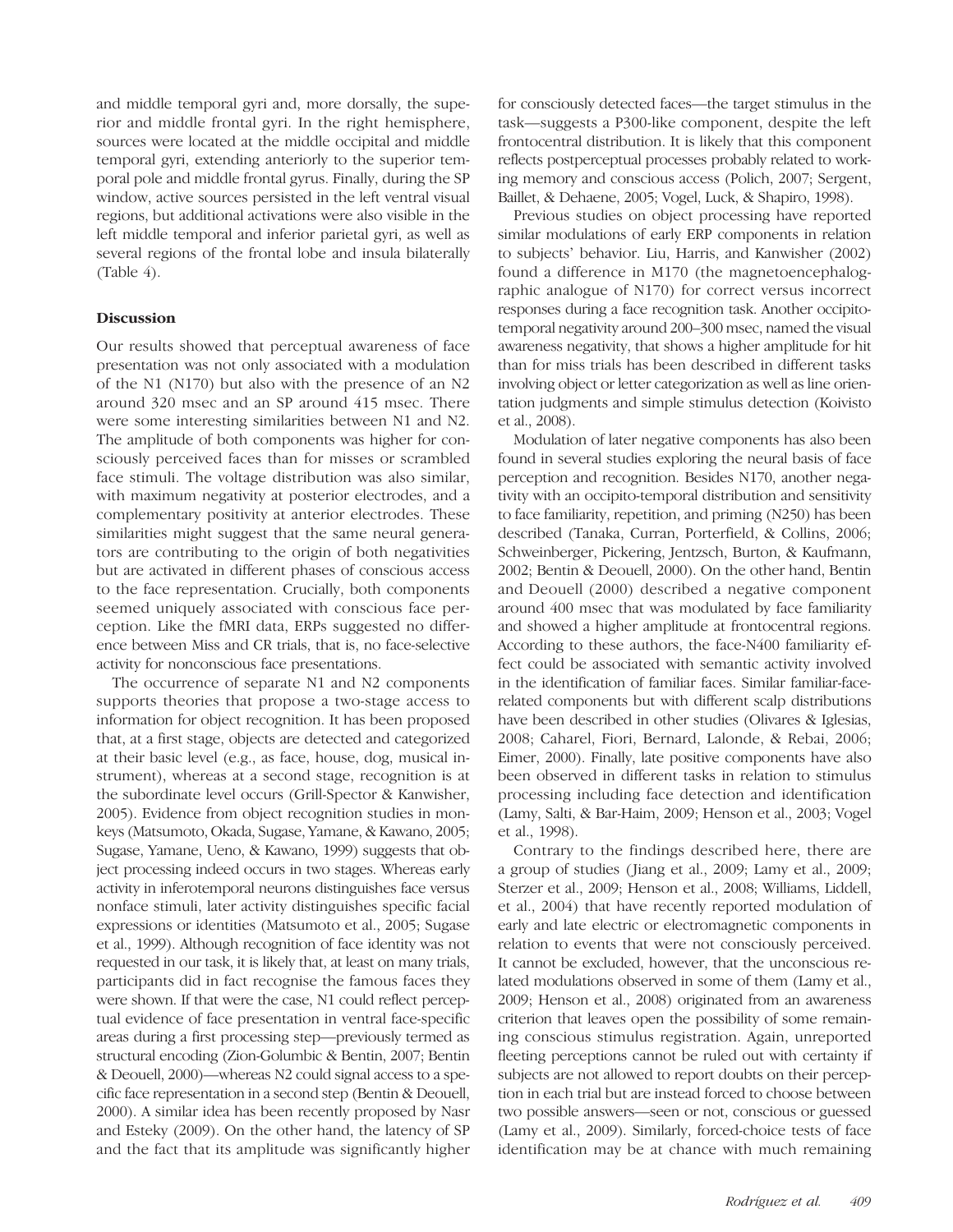and middle temporal gyri and, more dorsally, the superior and middle frontal gyri. In the right hemisphere, sources were located at the middle occipital and middle temporal gyri, extending anteriorly to the superior temporal pole and middle frontal gyrus. Finally, during the SP window, active sources persisted in the left ventral visual regions, but additional activations were also visible in the left middle temporal and inferior parietal gyri, as well as several regions of the frontal lobe and insula bilaterally (Table 4).

## Discussion

Our results showed that perceptual awareness of face presentation was not only associated with a modulation of the N1 (N170) but also with the presence of an N2 around 320 msec and an SP around 415 msec. There were some interesting similarities between N1 and N2. The amplitude of both components was higher for consciously perceived faces than for misses or scrambled face stimuli. The voltage distribution was also similar, with maximum negativity at posterior electrodes, and a complementary positivity at anterior electrodes. These similarities might suggest that the same neural generators are contributing to the origin of both negativities but are activated in different phases of conscious access to the face representation. Crucially, both components seemed uniquely associated with conscious face perception. Like the fMRI data, ERPs suggested no difference between Miss and CR trials, that is, no face-selective activity for nonconscious face presentations.

The occurrence of separate N1 and N2 components supports theories that propose a two-stage access to information for object recognition. It has been proposed that, at a first stage, objects are detected and categorized at their basic level (e.g., as face, house, dog, musical instrument), whereas at a second stage, recognition is at the subordinate level occurs (Grill-Spector & Kanwisher, 2005). Evidence from object recognition studies in monkeys (Matsumoto, Okada, Sugase, Yamane, & Kawano, 2005; Sugase, Yamane, Ueno, & Kawano, 1999) suggests that object processing indeed occurs in two stages. Whereas early activity in inferotemporal neurons distinguishes face versus nonface stimuli, later activity distinguishes specific facial expressions or identities (Matsumoto et al., 2005; Sugase et al., 1999). Although recognition of face identity was not requested in our task, it is likely that, at least on many trials, participants did in fact recognise the famous faces they were shown. If that were the case, N1 could reflect perceptual evidence of face presentation in ventral face-specific areas during a first processing step—previously termed as structural encoding (Zion-Golumbic & Bentin, 2007; Bentin & Deouell, 2000)—whereas N2 could signal access to a specific face representation in a second step (Bentin & Deouell, 2000). A similar idea has been recently proposed by Nasr and Esteky (2009). On the other hand, the latency of SP and the fact that its amplitude was significantly higher for consciously detected faces—the target stimulus in the task—suggests a P300-like component, despite the left frontocentral distribution. It is likely that this component reflects postperceptual processes probably related to working memory and conscious access (Polich, 2007; Sergent, Baillet, & Dehaene, 2005; Vogel, Luck, & Shapiro, 1998).

Previous studies on object processing have reported similar modulations of early ERP components in relation to subjects' behavior. Liu, Harris, and Kanwisher (2002) found a difference in M170 (the magnetoencephalographic analogue of N170) for correct versus incorrect responses during a face recognition task. Another occipitotemporal negativity around 200–300 msec, named the visual awareness negativity, that shows a higher amplitude for hit than for miss trials has been described in different tasks involving object or letter categorization as well as line orientation judgments and simple stimulus detection (Koivisto et al., 2008).

Modulation of later negative components has also been found in several studies exploring the neural basis of face perception and recognition. Besides N170, another negativity with an occipito-temporal distribution and sensitivity to face familiarity, repetition, and priming (N250) has been described (Tanaka, Curran, Porterfield, & Collins, 2006; Schweinberger, Pickering, Jentzsch, Burton, & Kaufmann, 2002; Bentin & Deouell, 2000). On the other hand, Bentin and Deouell (2000) described a negative component around 400 msec that was modulated by face familiarity and showed a higher amplitude at frontocentral regions. According to these authors, the face-N400 familiarity effect could be associated with semantic activity involved in the identification of familiar faces. Similar familiar-face-related components but with different scalp distributions have been described in other studies (Olivares & Iglesias, 2008; Caharel, Fiori, Bernard, Lalonde, & Rebai, 2006; Eimer, 2000). Finally, late positive components have also been observed in different tasks in relation to stimulus processing including face detection and identification (Lamy, Salti, & Bar-Haim, 2009; Henson et al., 2003; Vogel et al., 1998).

Contrary to the findings described here, there are a group of studies (Jiang et al., 2009; Lamy et al., 2009; Sterzer et al., 2009; Henson et al., 2008; Williams, Liddell, et al., 2004) that have recently reported modulation of early and late electric or electromagnetic components in relation to events that were not consciously perceived. It cannot be excluded, however, that the unconscious related modulations observed in some of them (Lamy et al., 2009; Henson et al., 2008) originated from an awareness criterion that leaves open the possibility of some remaining conscious stimulus registration. Again, unreported fleeting perceptions cannot be ruled out with certainty if subjects are not allowed to report doubts on their perception in each trial but are instead forced to choose between two possible answers—seen or not, conscious or guessed (Lamy et al., 2009). Similarly, forced-choice tests of face identification may be at chance with much remaining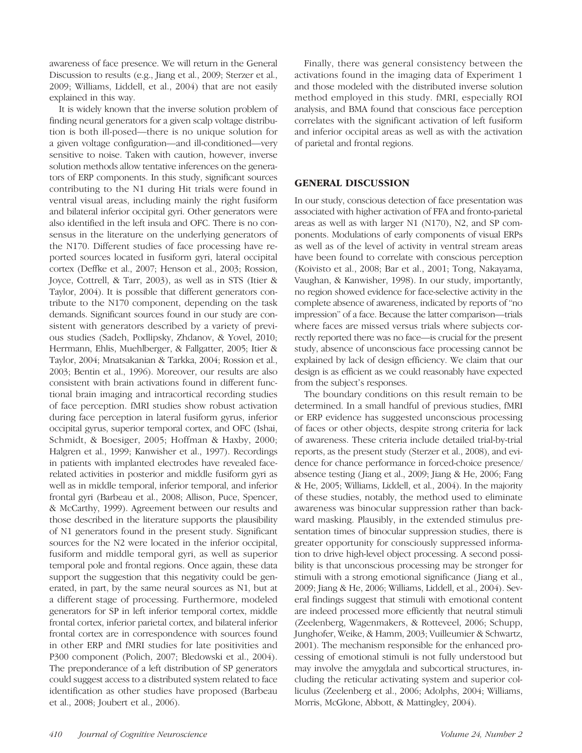awareness of face presence. We will return in the General Discussion to results (e.g., Jiang et al., 2009; Sterzer et al., 2009; Williams, Liddell, et al., 2004) that are not easily explained in this way.

It is widely known that the inverse solution problem of finding neural generators for a given scalp voltage distribution is both ill-posed—there is no unique solution for a given voltage configuration—and ill-conditioned—very sensitive to noise. Taken with caution, however, inverse solution methods allow tentative inferences on the generators of ERP components. In this study, significant sources contributing to the N1 during Hit trials were found in ventral visual areas, including mainly the right fusiform and bilateral inferior occipital gyri. Other generators were also identified in the left insula and OFC. There is no consensus in the literature on the underlying generators of the N170. Different studies of face processing have reported sources located in fusiform gyri, lateral occipital cortex (Deffke et al., 2007; Henson et al., 2003; Rossion, Joyce, Cottrell, & Tarr, 2003), as well as in STS (Itier & Taylor, 2004). It is possible that different generators contribute to the N170 component, depending on the task demands. Significant sources found in our study are consistent with generators described by a variety of previous studies (Sadeh, Podlipsky, Zhdanov, & Yovel, 2010; Herrmann, Ehlis, Muehlberger, & Fallgatter, 2005; Itier & Taylor, 2004; Mnatsakanian & Tarkka, 2004; Rossion et al., 2003; Bentin et al., 1996). Moreover, our results are also consistent with brain activations found in different functional brain imaging and intracortical recording studies of face perception. fMRI studies show robust activation during face perception in lateral fusiform gyrus, inferior occipital gyrus, superior temporal cortex, and OFC (Ishai, Schmidt, & Boesiger, 2005; Hoffman & Haxby, 2000; Halgren et al., 1999; Kanwisher et al., 1997). Recordings in patients with implanted electrodes have revealed face-related activities in posterior and middle fusiform gyri as well as in middle temporal, inferior temporal, and inferior frontal gyri (Barbeau et al., 2008; Allison, Puce, Spencer, & McCarthy, 1999). Agreement between our results and those described in the literature supports the plausibility of N1 generators found in the present study. Significant sources for the N2 were located in the inferior occipital, fusiform and middle temporal gyri, as well as superior temporal pole and frontal regions. Once again, these data support the suggestion that this negativity could be generated, in part, by the same neural sources as N1, but at a different stage of processing. Furthermore, modeled generators for SP in left inferior temporal cortex, middle frontal cortex, inferior parietal cortex, and bilateral inferior frontal cortex are in correspondence with sources found in other ERP and fMRI studies for late positivities and P300 component (Polich, 2007; Bledowski et al., 2004). The preponderance of a left distribution of SP generators could suggest access to a distributed system related to face identification as other studies have proposed (Barbeau et al., 2008; Joubert et al., 2006).

Finally, there was general consistency between the activations found in the imaging data of Experiment 1 and those modeled with the distributed inverse solution method employed in this study. fMRI, especially ROI analysis, and BMA found that conscious face perception correlates with the significant activation of left fusiform and inferior occipital areas as well as with the activation of parietal and frontal regions.

## GENERAL DISCUSSION

In our study, conscious detection of face presentation was associated with higher activation of FFA and fronto-parietal areas as well as with larger N1 (N170), N2, and SP components. Modulations of early components of visual ERPs as well as of the level of activity in ventral stream areas have been found to correlate with conscious perception (Koivisto et al., 2008; Bar et al., 2001; Tong, Nakayama, Vaughan, & Kanwisher, 1998). In our study, importantly, no region showed evidence for face-selective activity in the complete absence of awareness, indicated by reports of "no impression" of a face. Because the latter comparison—trials where faces are missed versus trials where subjects correctly reported there was no face—is crucial for the present study, absence of unconscious face processing cannot be explained by lack of design efficiency. We claim that our design is as efficient as we could reasonably have expected from the subject's responses.

The boundary conditions on this result remain to be determined. In a small handful of previous studies, fMRI or ERP evidence has suggested unconscious processing of faces or other objects, despite strong criteria for lack of awareness. These criteria include detailed trial-by-trial reports, as the present study (Sterzer et al., 2008), and evidence for chance performance in forced-choice presence/absence testing (Jiang et al., 2009; Jiang & He, 2006; Fang & He, 2005; Williams, Liddell, et al., 2004). In the majority of these studies, notably, the method used to eliminate awareness was binocular suppression rather than backward masking. Plausibly, in the extended stimulus presentation times of binocular suppression studies, there is greater opportunity for consciously suppressed information to drive high-level object processing. A second possibility is that unconscious processing may be stronger for stimuli with a strong emotional significance (Jiang et al., 2009; Jiang & He, 2006; Williams, Liddell, et al., 2004). Several findings suggest that stimuli with emotional content are indeed processed more efficiently that neutral stimuli (Zeelenberg, Wagenmakers, & Rotteveel, 2006; Schupp, Junghofer, Weike, & Hamm, 2003; Vuilleumier & Schwartz, 2001). The mechanism responsible for the enhanced processing of emotional stimuli is not fully understood but may involve the amygdala and subcortical structures, including the reticular activating system and superior colliculus (Zeelenberg et al., 2006; Adolphs, 2004; Williams, Morris, McGlone, Abbott, & Mattingley, 2004).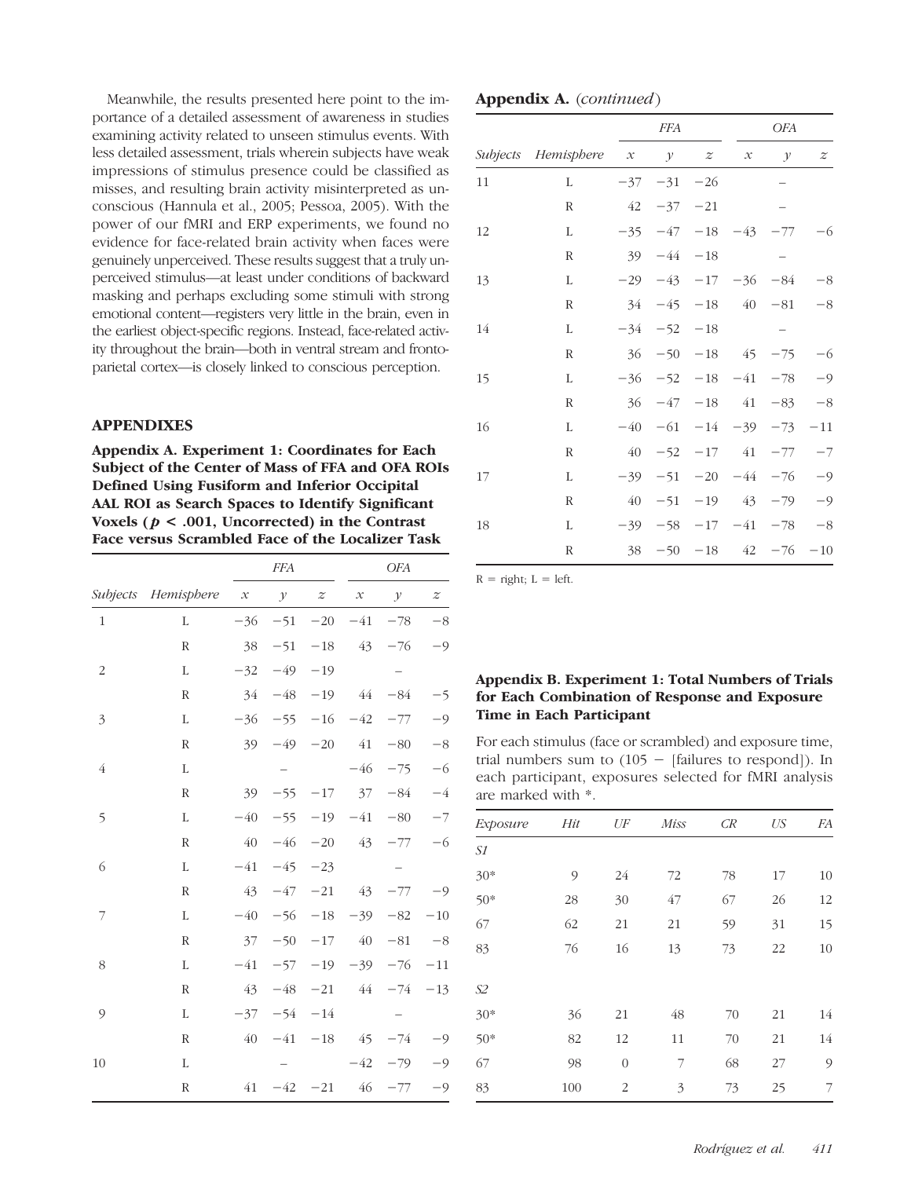Meanwhile, the results presented here point to the importance of a detailed assessment of awareness in studies examining activity related to unseen stimulus events. With less detailed assessment, trials wherein subjects have weak impressions of stimulus presence could be classified as misses, and resulting brain activity misinterpreted as unconscious (Hannula et al., 2005; Pessoa, 2005). With the power of our fMRI and ERP experiments, we found no evidence for face-related brain activity when faces were genuinely unperceived. These results suggest that a truly unperceived stimulus—at least under conditions of backward masking and perhaps excluding some stimuli with strong emotional content—registers very little in the brain, even in the earliest object-specific regions. Instead, face-related activity throughout the brain—both in ventral stream and frontoparietal cortex—is closely linked to conscious perception.

## APPENDIXES

**Appendix A. Experiment 1: Coordinates for Each Subject of the Center of Mass of FFA and OFA ROIs Defined Using Fusiform and Inferior Occipital AAL ROI as Search Spaces to Identify Significant Voxels ($p < .001$, Uncorrected) in the Contrast Face versus Scrambled Face of the Localizer Task**

| | | *FFA* | | | *OFA* | | |
|---|---|---|---|---|---|---|---|
| *Subjects* | *Hemisphere* | *x* | *y* | *z* | *x* | *y* | *z* |
| 1 | L | −36 | −51 | −20 | −41 | −78 | −8 |
| | R | 38 | −51 | −18 | 43 | −76 | −9 |
| 2 | L | −32 | −49 | −19 | | – | |
| | R | 34 | −48 | −19 | 44 | −84 | −5 |
| 3 | L | −36 | −55 | −16 | −42 | −77 | −9 |
| | R | 39 | −49 | −20 | 41 | −80 | −8 |
| 4 | L | | – | | −46 | −75 | −6 |
| | R | 39 | −55 | −17 | 37 | −84 | −4 |
| 5 | L | −40 | −55 | −19 | −41 | −80 | −7 |
| | R | 40 | −46 | −20 | 43 | −77 | −6 |
| 6 | L | −41 | −45 | −23 | | – | |
| | R | 43 | −47 | −21 | 43 | −77 | −9 |
| 7 | L | −40 | −56 | −18 | −39 | −82 | −10 |
| | R | 37 | −50 | −17 | 40 | −81 | −8 |
| 8 | L | −41 | −57 | −19 | −39 | −76 | −11 |
| | R | 43 | −48 | −21 | 44 | −74 | −13 |
| 9 | L | −37 | −54 | −14 | | – | |
| | R | 40 | −41 | −18 | 45 | −74 | −9 |
| 10 | L | | – | | −42 | −79 | −9 |
| | R | 41 | −42 | −21 | 46 | −77 | −9 |
| 11 | L | −37 | −31 | −26 | | – | |
| | R | 42 | −37 | −21 | | – | |
| 12 | L | −35 | −47 | −18 | −43 | −77 | −6 |
| | R | 39 | −44 | −18 | | – | |
| 13 | L | −29 | −43 | −17 | −36 | −84 | −8 |
| | R | 34 | −45 | −18 | 40 | −81 | −8 |
| 14 | L | −34 | −52 | −18 | | – | |
| | R | 36 | −50 | −18 | 45 | −75 | −6 |
| 15 | L | −36 | −52 | −18 | −41 | −78 | −9 |
| | R | 36 | −47 | −18 | 41 | −83 | −8 |
| 16 | L | −40 | −61 | −14 | −39 | −73 | −11 |
| | R | 40 | −52 | −17 | 41 | −77 | −7 |
| 17 | L | −39 | −51 | −20 | −44 | −76 | −9 |
| | R | 40 | −51 | −19 | 43 | −79 | −9 |
| 18 | L | −39 | −58 | −17 | −41 | −78 | −8 |
| | R | 38 | −50 | −18 | 42 | −76 | −10 |

R = right; L = left.

**Appendix B. Experiment 1: Total Numbers of Trials for Each Combination of Response and Exposure Time in Each Participant**

For each stimulus (face or scrambled) and exposure time, trial numbers sum to (105 − [failures to respond]). In each participant, exposures selected for fMRI analysis are marked with *.

| *Exposure* | *Hit* | *UF* | *Miss* | *CR* | *US* | *FA* |
|---|---|---|---|---|---|---|
| *S1* | | | | | | |
| 30* | 9 | 24 | 72 | 78 | 17 | 10 |
| 50* | 28 | 30 | 47 | 67 | 26 | 12 |
| 67 | 62 | 21 | 21 | 59 | 31 | 15 |
| 83 | 76 | 16 | 13 | 73 | 22 | 10 |
| *S2* | | | | | | |
| 30* | 36 | 21 | 48 | 70 | 21 | 14 |
| 50* | 82 | 12 | 11 | 70 | 21 | 14 |
| 67 | 98 | 0 | 7 | 68 | 27 | 9 |
| 83 | 100 | 2 | 3 | 73 | 25 | 7 |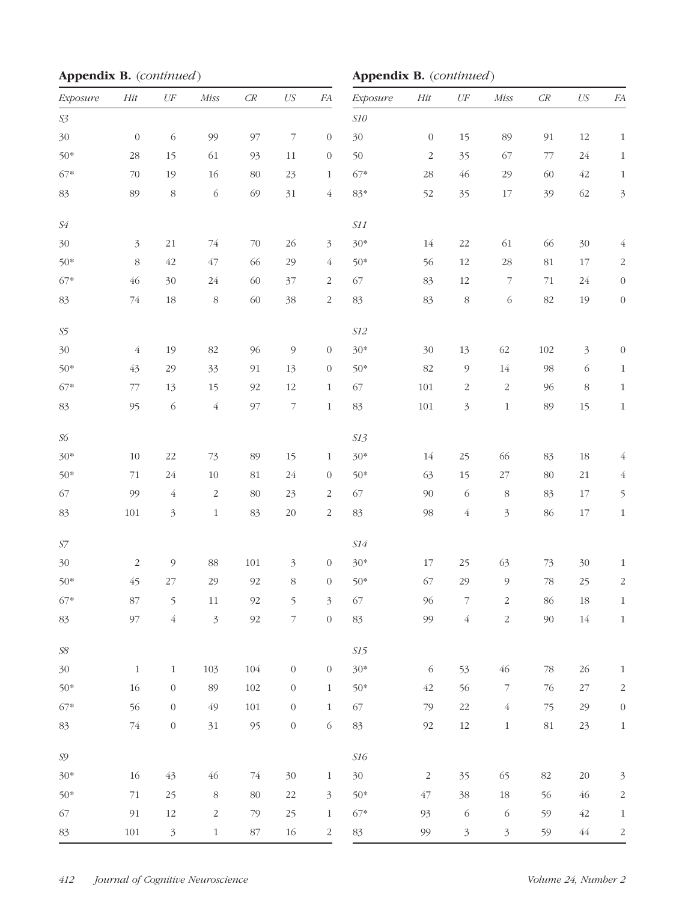**Appendix B.** *(continued)*

| *Exposure* | *Hit* | *UF* | *Miss* | *CR* | *US* | *FA* |
|---|---|---|---|---|---|---|
| *S3* | | | | | | |
| 30 | 0 | 6 | 99 | 97 | 7 | 0 |
| 50* | 28 | 15 | 61 | 93 | 11 | 0 |
| 67* | 70 | 19 | 16 | 80 | 23 | 1 |
| 83 | 89 | 8 | 6 | 69 | 31 | 4 |
| *S4* | | | | | | |
| 30 | 3 | 21 | 74 | 70 | 26 | 3 |
| 50* | 8 | 42 | 47 | 66 | 29 | 4 |
| 67* | 46 | 30 | 24 | 60 | 37 | 2 |
| 83 | 74 | 18 | 8 | 60 | 38 | 2 |
| *S5* | | | | | | |
| 30 | 4 | 19 | 82 | 96 | 9 | 0 |
| 50* | 43 | 29 | 33 | 91 | 13 | 0 |
| 67* | 77 | 13 | 15 | 92 | 12 | 1 |
| 83 | 95 | 6 | 4 | 97 | 7 | 1 |
| *S6* | | | | | | |
| 30* | 10 | 22 | 73 | 89 | 15 | 1 |
| 50* | 71 | 24 | 10 | 81 | 24 | 0 |
| 67 | 99 | 4 | 2 | 80 | 23 | 2 |
| 83 | 101 | 3 | 1 | 83 | 20 | 2 |
| *S7* | | | | | | |
| 30 | 2 | 9 | 88 | 101 | 3 | 0 |
| 50* | 45 | 27 | 29 | 92 | 8 | 0 |
| 67* | 87 | 5 | 11 | 92 | 5 | 3 |
| 83 | 97 | 4 | 3 | 92 | 7 | 0 |
| *S8* | | | | | | |
| 30 | 1 | 1 | 103 | 104 | 0 | 0 |
| 50* | 16 | 0 | 89 | 102 | 0 | 1 |
| 67* | 56 | 0 | 49 | 101 | 0 | 1 |
| 83 | 74 | 0 | 31 | 95 | 0 | 6 |
| *S9* | | | | | | |
| 30* | 16 | 43 | 46 | 74 | 30 | 1 |
| 50* | 71 | 25 | 8 | 80 | 22 | 3 |
| 67 | 91 | 12 | 2 | 79 | 25 | 1 |
| 83 | 101 | 3 | 1 | 87 | 16 | 2 |

**Appendix B.** *(continued)*

| *Exposure* | *Hit* | *UF* | *Miss* | *CR* | *US* | *FA* |
|---|---|---|---|---|---|---|
| *S10* | | | | | | |
| 30 | 0 | 15 | 89 | 91 | 12 | 1 |
| 50 | 2 | 35 | 67 | 77 | 24 | 1 |
| 67* | 28 | 46 | 29 | 60 | 42 | 1 |
| 83* | 52 | 35 | 17 | 39 | 62 | 3 |
| *S11* | | | | | | |
| 30* | 14 | 22 | 61 | 66 | 30 | 4 |
| 50* | 56 | 12 | 28 | 81 | 17 | 2 |
| 67 | 83 | 12 | 7 | 71 | 24 | 0 |
| 83 | 83 | 8 | 6 | 82 | 19 | 0 |
| *S12* | | | | | | |
| 30* | 30 | 13 | 62 | 102 | 3 | 0 |
| 50* | 82 | 9 | 14 | 98 | 6 | 1 |
| 67 | 101 | 2 | 2 | 96 | 8 | 1 |
| 83 | 101 | 3 | 1 | 89 | 15 | 1 |
| *S13* | | | | | | |
| 30* | 14 | 25 | 66 | 83 | 18 | 4 |
| 50* | 63 | 15 | 27 | 80 | 21 | 4 |
| 67 | 90 | 6 | 8 | 83 | 17 | 5 |
| 83 | 98 | 4 | 3 | 86 | 17 | 1 |
| *S14* | | | | | | |
| 30* | 17 | 25 | 63 | 73 | 30 | 1 |
| 50* | 67 | 29 | 9 | 78 | 25 | 2 |
| 67 | 96 | 7 | 2 | 86 | 18 | 1 |
| 83 | 99 | 4 | 2 | 90 | 14 | 1 |
| *S15* | | | | | | |
| 30* | 6 | 53 | 46 | 78 | 26 | 1 |
| 50* | 42 | 56 | 7 | 76 | 27 | 2 |
| 67 | 79 | 22 | 4 | 75 | 29 | 0 |
| 83 | 92 | 12 | 1 | 81 | 23 | 1 |
| *S16* | | | | | | |
| 30 | 2 | 35 | 65 | 82 | 20 | 3 |
| 50* | 47 | 38 | 18 | 56 | 46 | 2 |
| 67* | 93 | 6 | 6 | 59 | 42 | 1 |
| 83 | 99 | 3 | 3 | 59 | 44 | 2 |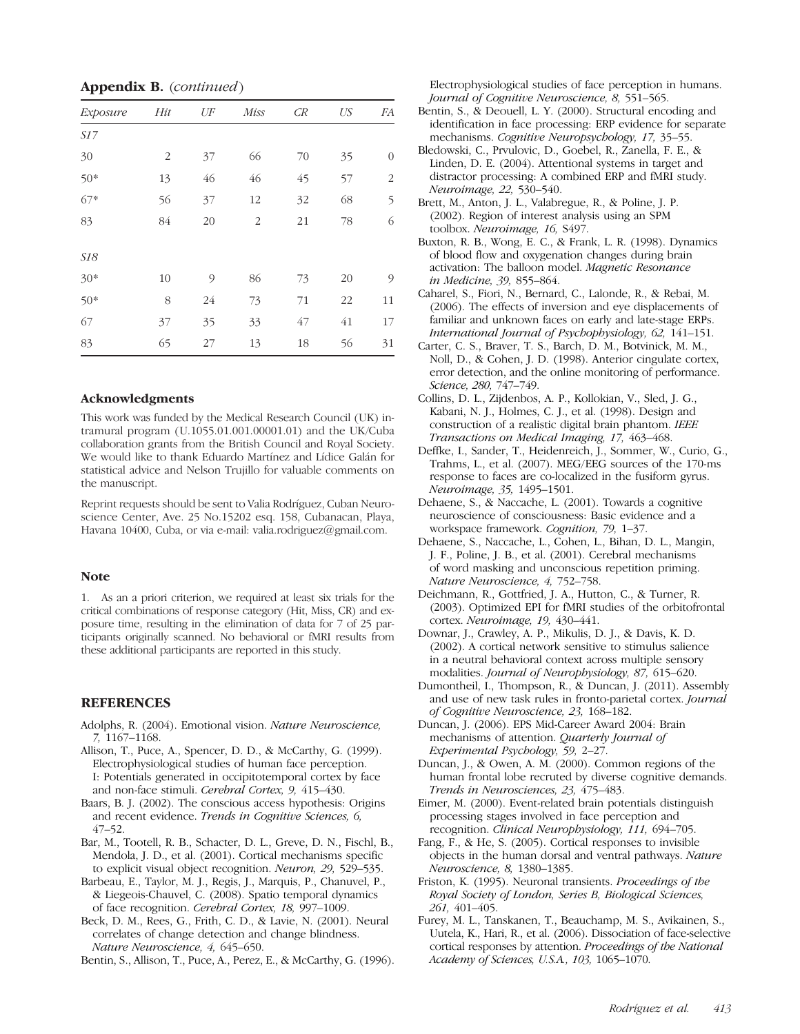**Appendix B.** (*continued*)

| *Exposure* | *Hit* | *UF* | *Miss* | *CR* | *US* | *FA* |
|---|---|---|---|---|---|---|
| *S17* | | | | | | |
| 30 | 2 | 37 | 66 | 70 | 35 | 0 |
| 50* | 13 | 46 | 46 | 45 | 57 | 2 |
| 67* | 56 | 37 | 12 | 32 | 68 | 5 |
| 83 | 84 | 20 | 2 | 21 | 78 | 6 |
| *S18* | | | | | | |
| 30* | 10 | 9 | 86 | 73 | 20 | 9 |
| 50* | 8 | 24 | 73 | 71 | 22 | 11 |
| 67 | 37 | 35 | 33 | 47 | 41 | 17 |
| 83 | 65 | 27 | 13 | 18 | 56 | 31 |

### Acknowledgments

This work was funded by the Medical Research Council (UK) intramural program (U.1055.01.001.00001.01) and the UK/Cuba collaboration grants from the British Council and Royal Society. We would like to thank Eduardo Martínez and Lídice Galán for statistical advice and Nelson Trujillo for valuable comments on the manuscript.

Reprint requests should be sent to Valia Rodríguez, Cuban Neuroscience Center, Ave. 25 No.15202 esq. 158, Cubanacan, Playa, Havana 10400, Cuba, or via e-mail: valia.rodriguez@gmail.com.

### Note

1. As an a priori criterion, we required at least six trials for the critical combinations of response category (Hit, Miss, CR) and exposure time, resulting in the elimination of data for 7 of 25 participants originally scanned. No behavioral or fMRI results from these additional participants are reported in this study.

## REFERENCES

Adolphs, R. (2004). Emotional vision. *Nature Neuroscience, 7,* 1167–1168.

Allison, T., Puce, A., Spencer, D. D., & McCarthy, G. (1999). Electrophysiological studies of human face perception. I: Potentials generated in occipitotemporal cortex by face and non-face stimuli. *Cerebral Cortex, 9,* 415–430.

Baars, B. J. (2002). The conscious access hypothesis: Origins and recent evidence. *Trends in Cognitive Sciences, 6,* 47–52.

Bar, M., Tootell, R. B., Schacter, D. L., Greve, D. N., Fischl, B., Mendola, J. D., et al. (2001). Cortical mechanisms specific to explicit visual object recognition. *Neuron, 29,* 529–535.

Barbeau, E., Taylor, M. J., Regis, J., Marquis, P., Chanuvel, P., & Liegeois-Chauvel, C. (2008). Spatio temporal dynamics of face recognition. *Cerebral Cortex, 18,* 997–1009.

Beck, D. M., Rees, G., Frith, C. D., & Lavie, N. (2001). Neural correlates of change detection and change blindness. *Nature Neuroscience, 4,* 645–650.

Bentin, S., Allison, T., Puce, A., Perez, E., & McCarthy, G. (1996). Electrophysiological studies of face perception in humans. *Journal of Cognitive Neuroscience, 8,* 551–565.

Bentin, S., & Deouell, L. Y. (2000). Structural encoding and identification in face processing: ERP evidence for separate mechanisms. *Cognitive Neuropsychology, 17,* 35–55.

Bledowski, C., Prvulovic, D., Goebel, R., Zanella, F. E., & Linden, D. E. (2004). Attentional systems in target and distractor processing: A combined ERP and fMRI study. *Neuroimage, 22,* 530–540.

Brett, M., Anton, J. L., Valabregue, R., & Poline, J. P. (2002). Region of interest analysis using an SPM toolbox. *Neuroimage, 16,* S497.

Buxton, R. B., Wong, E. C., & Frank, L. R. (1998). Dynamics of blood flow and oxygenation changes during brain activation: The balloon model. *Magnetic Resonance in Medicine, 39,* 855–864.

Caharel, S., Fiori, N., Bernard, C., Lalonde, R., & Rebai, M. (2006). The effects of inversion and eye displacements of familiar and unknown faces on early and late-stage ERPs. *International Journal of Psychophysiology, 62,* 141–151.

Carter, C. S., Braver, T. S., Barch, D. M., Botvinick, M. M., Noll, D., & Cohen, J. D. (1998). Anterior cingulate cortex, error detection, and the online monitoring of performance. *Science, 280,* 747–749.

Collins, D. L., Zijdenbos, A. P., Kollokian, V., Sled, J. G., Kabani, N. J., Holmes, C. J., et al. (1998). Design and construction of a realistic digital brain phantom. *IEEE Transactions on Medical Imaging, 17,* 463–468.

Deffke, I., Sander, T., Heidenreich, J., Sommer, W., Curio, G., Trahms, L., et al. (2007). MEG/EEG sources of the 170-ms response to faces are co-localized in the fusiform gyrus. *Neuroimage, 35,* 1495–1501.

Dehaene, S., & Naccache, L. (2001). Towards a cognitive neuroscience of consciousness: Basic evidence and a workspace framework. *Cognition, 79,* 1–37.

Dehaene, S., Naccache, L., Cohen, L., Bihan, D. L., Mangin, J. F., Poline, J. B., et al. (2001). Cerebral mechanisms of word masking and unconscious repetition priming. *Nature Neuroscience, 4,* 752–758.

Deichmann, R., Gottfried, J. A., Hutton, C., & Turner, R. (2003). Optimized EPI for fMRI studies of the orbitofrontal cortex. *Neuroimage, 19,* 430–441.

Downar, J., Crawley, A. P., Mikulis, D. J., & Davis, K. D. (2002). A cortical network sensitive to stimulus salience in a neutral behavioral context across multiple sensory modalities. *Journal of Neurophysiology, 87,* 615–620.

Dumontheil, I., Thompson, R., & Duncan, J. (2011). Assembly and use of new task rules in fronto-parietal cortex. *Journal of Cognitive Neuroscience, 23,* 168–182.

Duncan, J. (2006). EPS Mid-Career Award 2004: Brain mechanisms of attention. *Quarterly Journal of Experimental Psychology, 59,* 2–27.

Duncan, J., & Owen, A. M. (2000). Common regions of the human frontal lobe recruted by diverse cognitive demands. *Trends in Neurosciences, 23,* 475–483.

Eimer, M. (2000). Event-related brain potentials distinguish processing stages involved in face perception and recognition. *Clinical Neurophysiology, 111,* 694–705.

Fang, F., & He, S. (2005). Cortical responses to invisible objects in the human dorsal and ventral pathways. *Nature Neuroscience, 8,* 1380–1385.

Friston, K. (1995). Neuronal transients. *Proceedings of the Royal Society of London, Series B, Biological Sciences, 261,* 401–405.

Furey, M. L., Tanskanen, T., Beauchamp, M. S., Avikainen, S., Uutela, K., Hari, R., et al. (2006). Dissociation of face-selective cortical responses by attention. *Proceedings of the National Academy of Sciences, U.S.A., 103,* 1065–1070.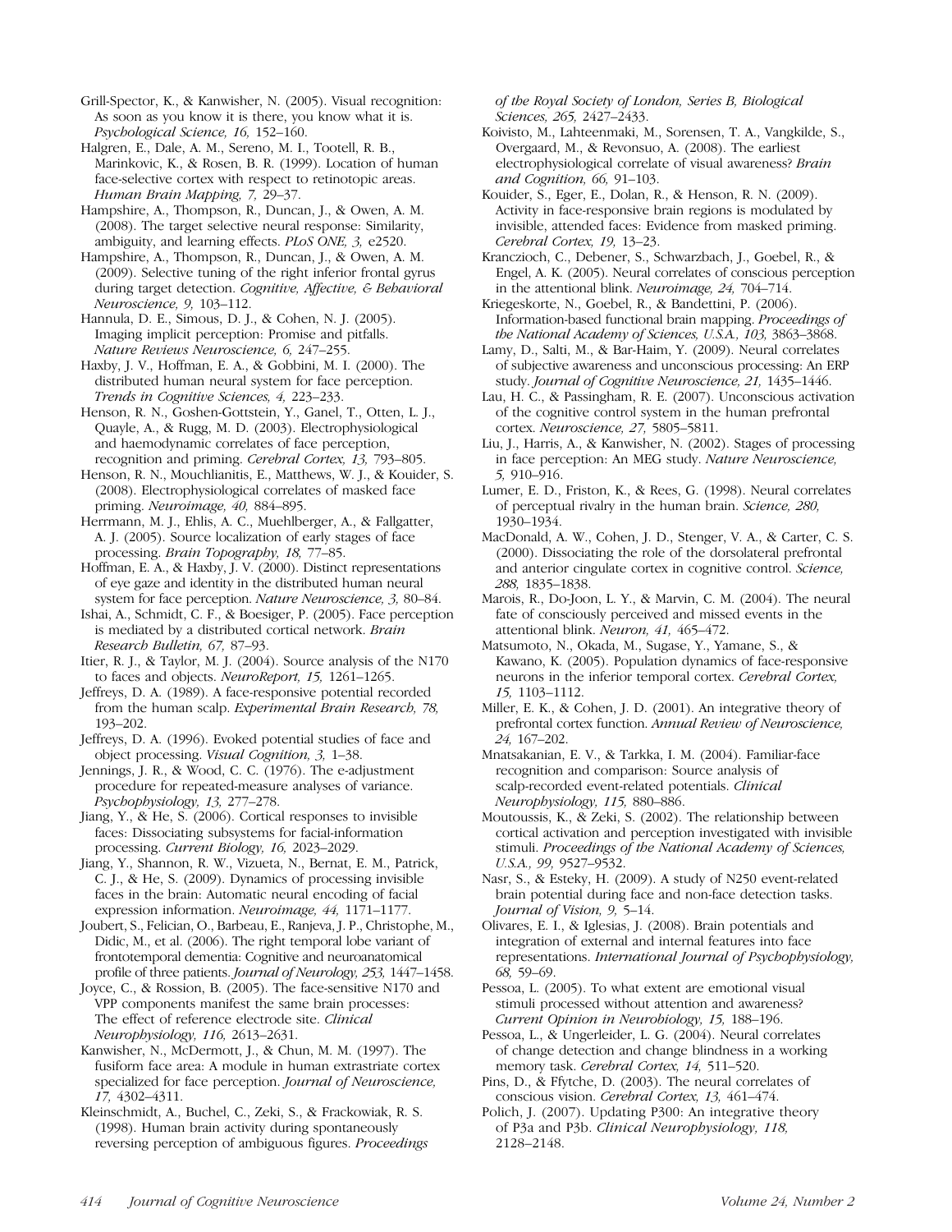Grill-Spector, K., & Kanwisher, N. (2005). Visual recognition: As soon as you know it is there, you know what it is. *Psychological Science, 16,* 152–160.

Halgren, E., Dale, A. M., Sereno, M. I., Tootell, R. B., Marinkovic, K., & Rosen, B. R. (1999). Location of human face-selective cortex with respect to retinotopic areas. *Human Brain Mapping, 7,* 29–37.

Hampshire, A., Thompson, R., Duncan, J., & Owen, A. M. (2008). The target selective neural response: Similarity, ambiguity, and learning effects. *PLoS ONE, 3,* e2520.

Hampshire, A., Thompson, R., Duncan, J., & Owen, A. M. (2009). Selective tuning of the right inferior frontal gyrus during target detection. *Cognitive, Affective, & Behavioral Neuroscience, 9,* 103–112.

Hannula, D. E., Simous, D. J., & Cohen, N. J. (2005). Imaging implicit perception: Promise and pitfalls. *Nature Reviews Neuroscience, 6,* 247–255.

Haxby, J. V., Hoffman, E. A., & Gobbini, M. I. (2000). The distributed human neural system for face perception. *Trends in Cognitive Sciences, 4,* 223–233.

Henson, R. N., Goshen-Gottstein, Y., Ganel, T., Otten, L. J., Quayle, A., & Rugg, M. D. (2003). Electrophysiological and haemodynamic correlates of face perception, recognition and priming. *Cerebral Cortex, 13,* 793–805.

Henson, R. N., Mouchlianitis, E., Matthews, W. J., & Kouider, S. (2008). Electrophysiological correlates of masked face priming. *Neuroimage, 40,* 884–895.

Herrmann, M. J., Ehlis, A. C., Muehlberger, A., & Fallgatter, A. J. (2005). Source localization of early stages of face processing. *Brain Topography, 18,* 77–85.

Hoffman, E. A., & Haxby, J. V. (2000). Distinct representations of eye gaze and identity in the distributed human neural system for face perception. *Nature Neuroscience, 3,* 80–84.

Ishai, A., Schmidt, C. F., & Boesiger, P. (2005). Face perception is mediated by a distributed cortical network. *Brain Research Bulletin, 67,* 87–93.

Itier, R. J., & Taylor, M. J. (2004). Source analysis of the N170 to faces and objects. *NeuroReport, 15,* 1261–1265.

Jeffreys, D. A. (1989). A face-responsive potential recorded from the human scalp. *Experimental Brain Research, 78,* 193–202.

Jeffreys, D. A. (1996). Evoked potential studies of face and object processing. *Visual Cognition, 3,* 1–38.

Jennings, J. R., & Wood, C. C. (1976). The e-adjustment procedure for repeated-measure analyses of variance. *Psychophysiology, 13,* 277–278.

Jiang, Y., & He, S. (2006). Cortical responses to invisible faces: Dissociating subsystems for facial-information processing. *Current Biology, 16,* 2023–2029.

Jiang, Y., Shannon, R. W., Vizueta, N., Bernat, E. M., Patrick, C. J., & He, S. (2009). Dynamics of processing invisible faces in the brain: Automatic neural encoding of facial expression information. *Neuroimage, 44,* 1171–1177.

Joubert, S., Felician, O., Barbeau, E., Ranjeva, J. P., Christophe, M., Didic, M., et al. (2006). The right temporal lobe variant of frontotemporal dementia: Cognitive and neuroanatomical profile of three patients. *Journal of Neurology, 253,* 1447–1458.

Joyce, C., & Rossion, B. (2005). The face-sensitive N170 and VPP components manifest the same brain processes: The effect of reference electrode site. *Clinical Neurophysiology, 116,* 2613–2631.

Kanwisher, N., McDermott, J., & Chun, M. M. (1997). The fusiform face area: A module in human extrastriate cortex specialized for face perception. *Journal of Neuroscience, 17,* 4302–4311.

Kleinschmidt, A., Buchel, C., Zeki, S., & Frackowiak, R. S. (1998). Human brain activity during spontaneously reversing perception of ambiguous figures. *Proceedings of the Royal Society of London, Series B, Biological Sciences, 265,* 2427–2433.

Koivisto, M., Lahteenmaki, M., Sorensen, T. A., Vangkilde, S., Overgaard, M., & Revonsuo, A. (2008). The earliest electrophysiological correlate of visual awareness? *Brain and Cognition, 66,* 91–103.

Kouider, S., Eger, E., Dolan, R., & Henson, R. N. (2009). Activity in face-responsive brain regions is modulated by invisible, attended faces: Evidence from masked priming. *Cerebral Cortex, 19,* 13–23.

Kranczioch, C., Debener, S., Schwarzbach, J., Goebel, R., & Engel, A. K. (2005). Neural correlates of conscious perception in the attentional blink. *Neuroimage, 24,* 704–714.

Kriegeskorte, N., Goebel, R., & Bandettini, P. (2006). Information-based functional brain mapping. *Proceedings of the National Academy of Sciences, U.S.A., 103,* 3863–3868.

Lamy, D., Salti, M., & Bar-Haim, Y. (2009). Neural correlates of subjective awareness and unconscious processing: An ERP study. *Journal of Cognitive Neuroscience, 21,* 1435–1446.

Lau, H. C., & Passingham, R. E. (2007). Unconscious activation of the cognitive control system in the human prefrontal cortex. *Neuroscience, 27,* 5805–5811.

Liu, J., Harris, A., & Kanwisher, N. (2002). Stages of processing in face perception: An MEG study. *Nature Neuroscience, 5,* 910–916.

Lumer, E. D., Friston, K., & Rees, G. (1998). Neural correlates of perceptual rivalry in the human brain. *Science, 280,* 1930–1934.

MacDonald, A. W., Cohen, J. D., Stenger, V. A., & Carter, C. S. (2000). Dissociating the role of the dorsolateral prefrontal and anterior cingulate cortex in cognitive control. *Science, 288,* 1835–1838.

Marois, R., Do-Joon, L. Y., & Marvin, C. M. (2004). The neural fate of consciously perceived and missed events in the attentional blink. *Neuron, 41,* 465–472.

Matsumoto, N., Okada, M., Sugase, Y., Yamane, S., & Kawano, K. (2005). Population dynamics of face-responsive neurons in the inferior temporal cortex. *Cerebral Cortex, 15,* 1103–1112.

Miller, E. K., & Cohen, J. D. (2001). An integrative theory of prefrontal cortex function. *Annual Review of Neuroscience, 24,* 167–202.

Mnatsakanian, E. V., & Tarkka, I. M. (2004). Familiar-face recognition and comparison: Source analysis of scalp-recorded event-related potentials. *Clinical Neurophysiology, 115,* 880–886.

Moutoussis, K., & Zeki, S. (2002). The relationship between cortical activation and perception investigated with invisible stimuli. *Proceedings of the National Academy of Sciences, U.S.A., 99,* 9527–9532.

Nasr, S., & Esteky, H. (2009). A study of N250 event-related brain potential during face and non-face detection tasks. *Journal of Vision, 9,* 5–14.

Olivares, E. I., & Iglesias, J. (2008). Brain potentials and integration of external and internal features into face representations. *International Journal of Psychophysiology, 68,* 59–69.

Pessoa, L. (2005). To what extent are emotional visual stimuli processed without attention and awareness? *Current Opinion in Neurobiology, 15,* 188–196.

Pessoa, L., & Ungerleider, L. G. (2004). Neural correlates of change detection and change blindness in a working memory task. *Cerebral Cortex, 14,* 511–520.

Pins, D., & Ffytche, D. (2003). The neural correlates of conscious vision. *Cerebral Cortex, 13,* 461–474.

Polich, J. (2007). Updating P300: An integrative theory of P3a and P3b. *Clinical Neurophysiology, 118,* 2128–2148.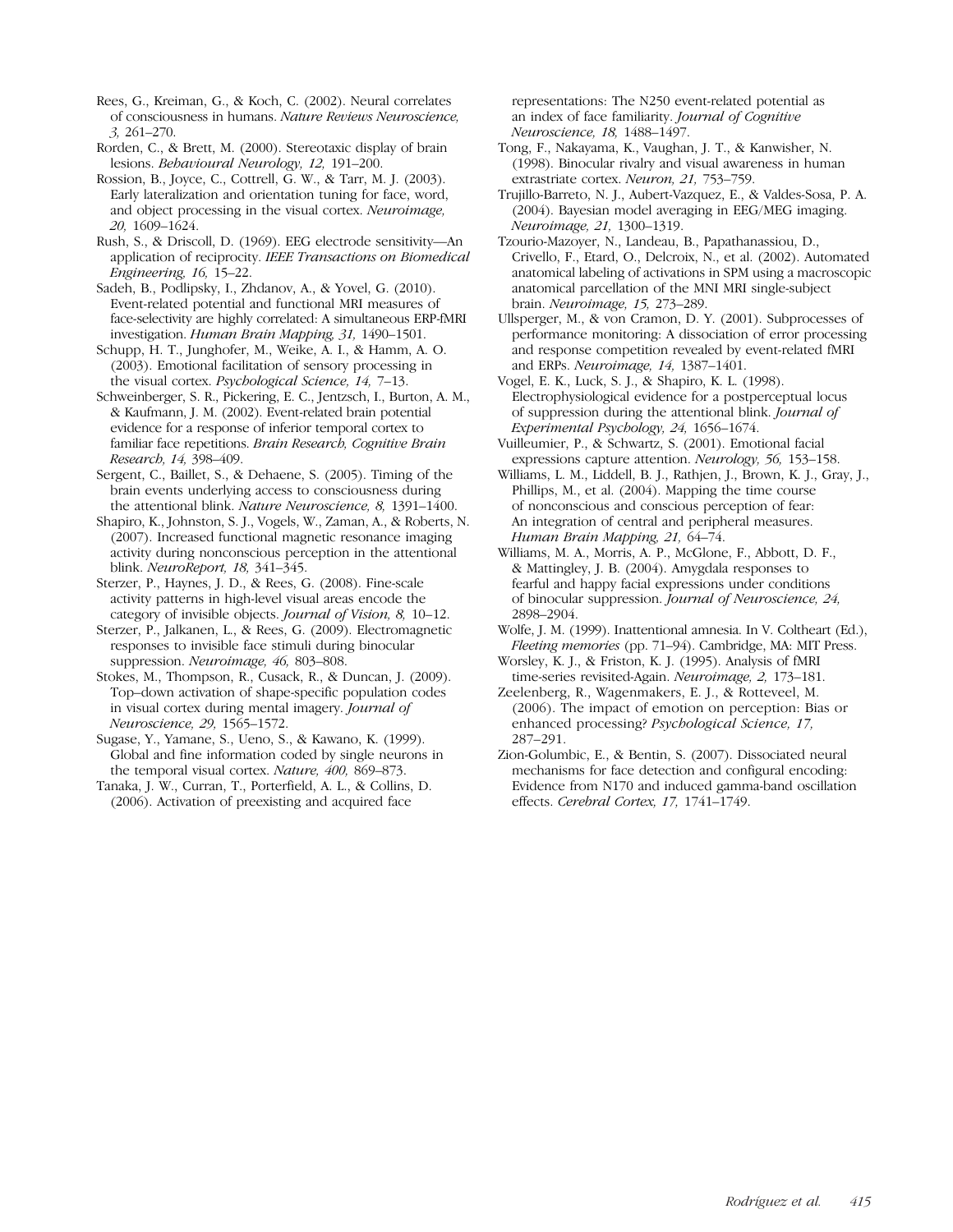Rees, G., Kreiman, G., & Koch, C. (2002). Neural correlates of consciousness in humans. *Nature Reviews Neuroscience, 3,* 261–270.

Rorden, C., & Brett, M. (2000). Stereotaxic display of brain lesions. *Behavioural Neurology, 12,* 191–200.

Rossion, B., Joyce, C., Cottrell, G. W., & Tarr, M. J. (2003). Early lateralization and orientation tuning for face, word, and object processing in the visual cortex. *Neuroimage, 20,* 1609–1624.

Rush, S., & Driscoll, D. (1969). EEG electrode sensitivity—An application of reciprocity. *IEEE Transactions on Biomedical Engineering, 16,* 15–22.

Sadeh, B., Podlipsky, I., Zhdanov, A., & Yovel, G. (2010). Event-related potential and functional MRI measures of face-selectivity are highly correlated: A simultaneous ERP-fMRI investigation. *Human Brain Mapping, 31,* 1490–1501.

Schupp, H. T., Junghofer, M., Weike, A. I., & Hamm, A. O. (2003). Emotional facilitation of sensory processing in the visual cortex. *Psychological Science, 14,* 7–13.

Schweinberger, S. R., Pickering, E. C., Jentzsch, I., Burton, A. M., & Kaufmann, J. M. (2002). Event-related brain potential evidence for a response of inferior temporal cortex to familiar face repetitions. *Brain Research, Cognitive Brain Research, 14,* 398–409.

Sergent, C., Baillet, S., & Dehaene, S. (2005). Timing of the brain events underlying access to consciousness during the attentional blink. *Nature Neuroscience, 8,* 1391–1400.

Shapiro, K., Johnston, S. J., Vogels, W., Zaman, A., & Roberts, N. (2007). Increased functional magnetic resonance imaging activity during nonconscious perception in the attentional blink. *NeuroReport, 18,* 341–345.

Sterzer, P., Haynes, J. D., & Rees, G. (2008). Fine-scale activity patterns in high-level visual areas encode the category of invisible objects. *Journal of Vision, 8,* 10–12.

Sterzer, P., Jalkanen, L., & Rees, G. (2009). Electromagnetic responses to invisible face stimuli during binocular suppression. *Neuroimage, 46,* 803–808.

Stokes, M., Thompson, R., Cusack, R., & Duncan, J. (2009). Top–down activation of shape-specific population codes in visual cortex during mental imagery. *Journal of Neuroscience, 29,* 1565–1572.

Sugase, Y., Yamane, S., Ueno, S., & Kawano, K. (1999). Global and fine information coded by single neurons in the temporal visual cortex. *Nature, 400,* 869–873.

Tanaka, J. W., Curran, T., Porterfield, A. L., & Collins, D. (2006). Activation of preexisting and acquired face representations: The N250 event-related potential as an index of face familiarity. *Journal of Cognitive Neuroscience, 18,* 1488–1497.

Tong, F., Nakayama, K., Vaughan, J. T., & Kanwisher, N. (1998). Binocular rivalry and visual awareness in human extrastriate cortex. *Neuron, 21,* 753–759.

Trujillo-Barreto, N. J., Aubert-Vazquez, E., & Valdes-Sosa, P. A. (2004). Bayesian model averaging in EEG/MEG imaging. *Neuroimage, 21,* 1300–1319.

Tzourio-Mazoyer, N., Landeau, B., Papathanassiou, D., Crivello, F., Etard, O., Delcroix, N., et al. (2002). Automated anatomical labeling of activations in SPM using a macroscopic anatomical parcellation of the MNI MRI single-subject brain. *Neuroimage, 15,* 273–289.

Ullsperger, M., & von Cramon, D. Y. (2001). Subprocesses of performance monitoring: A dissociation of error processing and response competition revealed by event-related fMRI and ERPs. *Neuroimage, 14,* 1387–1401.

Vogel, E. K., Luck, S. J., & Shapiro, K. L. (1998). Electrophysiological evidence for a postperceptual locus of suppression during the attentional blink. *Journal of Experimental Psychology, 24,* 1656–1674.

Vuilleumier, P., & Schwartz, S. (2001). Emotional facial expressions capture attention. *Neurology, 56,* 153–158.

Williams, L. M., Liddell, B. J., Rathjen, J., Brown, K. J., Gray, J., Phillips, M., et al. (2004). Mapping the time course of nonconscious and conscious perception of fear: An integration of central and peripheral measures. *Human Brain Mapping, 21,* 64–74.

Williams, M. A., Morris, A. P., McGlone, F., Abbott, D. F., & Mattingley, J. B. (2004). Amygdala responses to fearful and happy facial expressions under conditions of binocular suppression. *Journal of Neuroscience, 24,* 2898–2904.

Wolfe, J. M. (1999). Inattentional amnesia. In V. Coltheart (Ed.), *Fleeting memories* (pp. 71–94). Cambridge, MA: MIT Press.

Worsley, K. J., & Friston, K. J. (1995). Analysis of fMRI time-series revisited-Again. *Neuroimage, 2,* 173–181.

Zeelenberg, R., Wagenmakers, E. J., & Rotteveel, M. (2006). The impact of emotion on perception: Bias or enhanced processing? *Psychological Science, 17,* 287–291.

Zion-Golumbic, E., & Bentin, S. (2007). Dissociated neural mechanisms for face detection and configural encoding: Evidence from N170 and induced gamma-band oscillation effects. *Cerebral Cortex, 17,* 1741–1749.